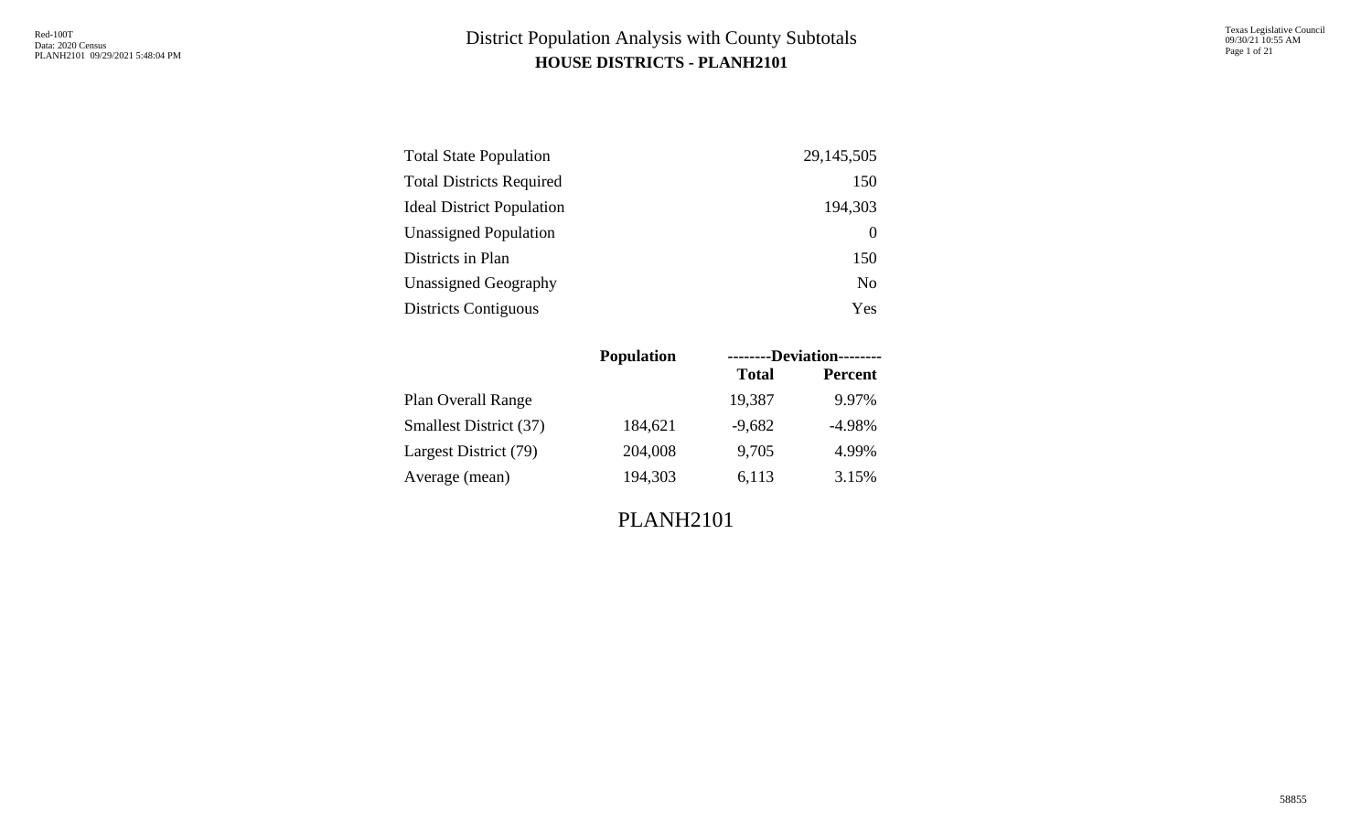# District Population Analysis with County Subtotals

## HOUSE DISTRICTS - PLANH2101

| | |
|---|---|
| Total State Population | 29,145,505 |
| Total Districts Required | 150 |
| Ideal District Population | 194,303 |
| Unassigned Population | 0 |
| Districts in Plan | 150 |
| Unassigned Geography | No |
| Districts Contiguous | Yes |

| | Population | --------Deviation-------- | |
|---|---|---|---|
| | | **Total** | **Percent** |
| Plan Overall Range | | 19,387 | 9.97% |
| Smallest District (37) | 184,621 | -9,682 | -4.98% |
| Largest District (79) | 204,008 | 9,705 | 4.99% |
| Average (mean) | 194,303 | 6,113 | 3.15% |

PLANH2101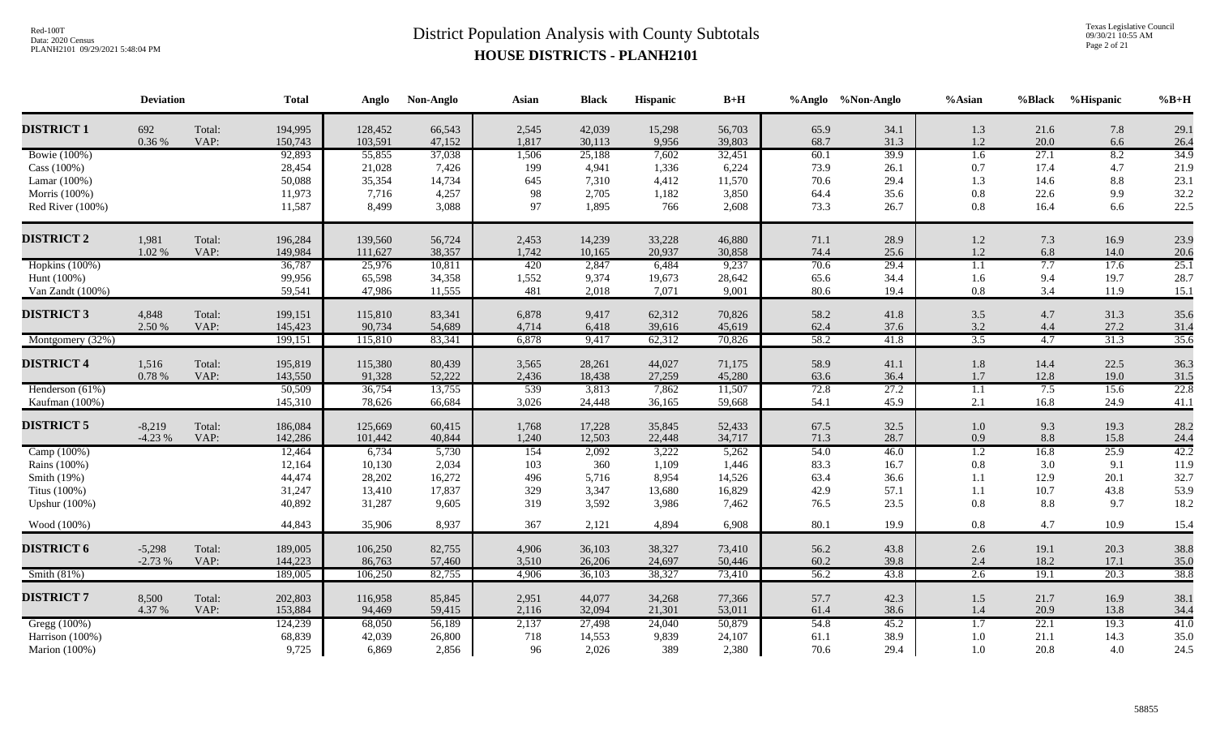# District Population Analysis with County Subtotals

## HOUSE DISTRICTS - PLANH2101

| | Deviation | | Total | Anglo | Non-Anglo | Asian | Black | Hispanic | B+H | %Anglo | %Non-Anglo | %Asian | %Black | %Hispanic | %B+H |
|---|---|---|---|---|---|---|---|---|---|---|---|---|---|---|---|
| **DISTRICT 1** | 692 | Total: | 194,995 | 128,452 | 66,543 | 2,545 | 42,039 | 15,298 | 56,703 | 65.9 | 34.1 | 1.3 | 21.6 | 7.8 | 29.1 |
| | 0.36 % | VAP: | 150,743 | 103,591 | 47,152 | 1,817 | 30,113 | 9,956 | 39,803 | 68.7 | 31.3 | 1.2 | 20.0 | 6.6 | 26.4 |
| Bowie (100%) | | | 92,893 | 55,855 | 37,038 | 1,506 | 25,188 | 7,602 | 32,451 | 60.1 | 39.9 | 1.6 | 27.1 | 8.2 | 34.9 |
| Cass (100%) | | | 28,454 | 21,028 | 7,426 | 199 | 4,941 | 1,336 | 6,224 | 73.9 | 26.1 | 0.7 | 17.4 | 4.7 | 21.9 |
| Lamar (100%) | | | 50,088 | 35,354 | 14,734 | 645 | 7,310 | 4,412 | 11,570 | 70.6 | 29.4 | 1.3 | 14.6 | 8.8 | 23.1 |
| Morris (100%) | | | 11,973 | 7,716 | 4,257 | 98 | 2,705 | 1,182 | 3,850 | 64.4 | 35.6 | 0.8 | 22.6 | 9.9 | 32.2 |
| Red River (100%) | | | 11,587 | 8,499 | 3,088 | 97 | 1,895 | 766 | 2,608 | 73.3 | 26.7 | 0.8 | 16.4 | 6.6 | 22.5 |
| **DISTRICT 2** | 1,981 | Total: | 196,284 | 139,560 | 56,724 | 2,453 | 14,239 | 33,228 | 46,880 | 71.1 | 28.9 | 1.2 | 7.3 | 16.9 | 23.9 |
| | 1.02 % | VAP: | 149,984 | 111,627 | 38,357 | 1,742 | 10,165 | 20,937 | 30,858 | 74.4 | 25.6 | 1.2 | 6.8 | 14.0 | 20.6 |
| Hopkins (100%) | | | 36,787 | 25,976 | 10,811 | 420 | 2,847 | 6,484 | 9,237 | 70.6 | 29.4 | 1.1 | 7.7 | 17.6 | 25.1 |
| Hunt (100%) | | | 99,956 | 65,598 | 34,358 | 1,552 | 9,374 | 19,673 | 28,642 | 65.6 | 34.4 | 1.6 | 9.4 | 19.7 | 28.7 |
| Van Zandt (100%) | | | 59,541 | 47,986 | 11,555 | 481 | 2,018 | 7,071 | 9,001 | 80.6 | 19.4 | 0.8 | 3.4 | 11.9 | 15.1 |
| **DISTRICT 3** | 4,848 | Total: | 199,151 | 115,810 | 83,341 | 6,878 | 9,417 | 62,312 | 70,826 | 58.2 | 41.8 | 3.5 | 4.7 | 31.3 | 35.6 |
| | 2.50 % | VAP: | 145,423 | 90,734 | 54,689 | 4,714 | 6,418 | 39,616 | 45,619 | 62.4 | 37.6 | 3.2 | 4.4 | 27.2 | 31.4 |
| Montgomery (32%) | | | 199,151 | 115,810 | 83,341 | 6,878 | 9,417 | 62,312 | 70,826 | 58.2 | 41.8 | 3.5 | 4.7 | 31.3 | 35.6 |
| **DISTRICT 4** | 1,516 | Total: | 195,819 | 115,380 | 80,439 | 3,565 | 28,261 | 44,027 | 71,175 | 58.9 | 41.1 | 1.8 | 14.4 | 22.5 | 36.3 |
| | 0.78 % | VAP: | 143,550 | 91,328 | 52,222 | 2,436 | 18,438 | 27,259 | 45,280 | 63.6 | 36.4 | 1.7 | 12.8 | 19.0 | 31.5 |
| Henderson (61%) | | | 50,509 | 36,754 | 13,755 | 539 | 3,813 | 7,862 | 11,507 | 72.8 | 27.2 | 1.1 | 7.5 | 15.6 | 22.8 |
| Kaufman (100%) | | | 145,310 | 78,626 | 66,684 | 3,026 | 24,448 | 36,165 | 59,668 | 54.1 | 45.9 | 2.1 | 16.8 | 24.9 | 41.1 |
| **DISTRICT 5** | -8,219 | Total: | 186,084 | 125,669 | 60,415 | 1,768 | 17,228 | 35,845 | 52,433 | 67.5 | 32.5 | 1.0 | 9.3 | 19.3 | 28.2 |
| | -4.23 % | VAP: | 142,286 | 101,442 | 40,844 | 1,240 | 12,503 | 22,448 | 34,717 | 71.3 | 28.7 | 0.9 | 8.8 | 15.8 | 24.4 |
| Camp (100%) | | | 12,464 | 6,734 | 5,730 | 154 | 2,092 | 3,222 | 5,262 | 54.0 | 46.0 | 1.2 | 16.8 | 25.9 | 42.2 |
| Rains (100%) | | | 12,164 | 10,130 | 2,034 | 103 | 360 | 1,109 | 1,446 | 83.3 | 16.7 | 0.8 | 3.0 | 9.1 | 11.9 |
| Smith (19%) | | | 44,474 | 28,202 | 16,272 | 496 | 5,716 | 8,954 | 14,526 | 63.4 | 36.6 | 1.1 | 12.9 | 20.1 | 32.7 |
| Titus (100%) | | | 31,247 | 13,410 | 17,837 | 329 | 3,347 | 13,680 | 16,829 | 42.9 | 57.1 | 1.1 | 10.7 | 43.8 | 53.9 |
| Upshur (100%) | | | 40,892 | 31,287 | 9,605 | 319 | 3,592 | 3,986 | 7,462 | 76.5 | 23.5 | 0.8 | 8.8 | 9.7 | 18.2 |
| Wood (100%) | | | 44,843 | 35,906 | 8,937 | 367 | 2,121 | 4,894 | 6,908 | 80.1 | 19.9 | 0.8 | 4.7 | 10.9 | 15.4 |
| **DISTRICT 6** | -5,298 | Total: | 189,005 | 106,250 | 82,755 | 4,906 | 36,103 | 38,327 | 73,410 | 56.2 | 43.8 | 2.6 | 19.1 | 20.3 | 38.8 |
| | -2.73 % | VAP: | 144,223 | 86,763 | 57,460 | 3,510 | 26,206 | 24,697 | 50,446 | 60.2 | 39.8 | 2.4 | 18.2 | 17.1 | 35.0 |
| Smith (81%) | | | 189,005 | 106,250 | 82,755 | 4,906 | 36,103 | 38,327 | 73,410 | 56.2 | 43.8 | 2.6 | 19.1 | 20.3 | 38.8 |
| **DISTRICT 7** | 8,500 | Total: | 202,803 | 116,958 | 85,845 | 2,951 | 44,077 | 34,268 | 77,366 | 57.7 | 42.3 | 1.5 | 21.7 | 16.9 | 38.1 |
| | 4.37 % | VAP: | 153,884 | 94,469 | 59,415 | 2,116 | 32,094 | 21,301 | 53,011 | 61.4 | 38.6 | 1.4 | 20.9 | 13.8 | 34.4 |
| Gregg (100%) | | | 124,239 | 68,050 | 56,189 | 2,137 | 27,498 | 24,040 | 50,879 | 54.8 | 45.2 | 1.7 | 22.1 | 19.3 | 41.0 |
| Harrison (100%) | | | 68,839 | 42,039 | 26,800 | 718 | 14,553 | 9,839 | 24,107 | 61.1 | 38.9 | 1.0 | 21.1 | 14.3 | 35.0 |
| Marion (100%) | | | 9,725 | 6,869 | 2,856 | 96 | 2,026 | 389 | 2,380 | 70.6 | 29.4 | 1.0 | 20.8 | 4.0 | 24.5 |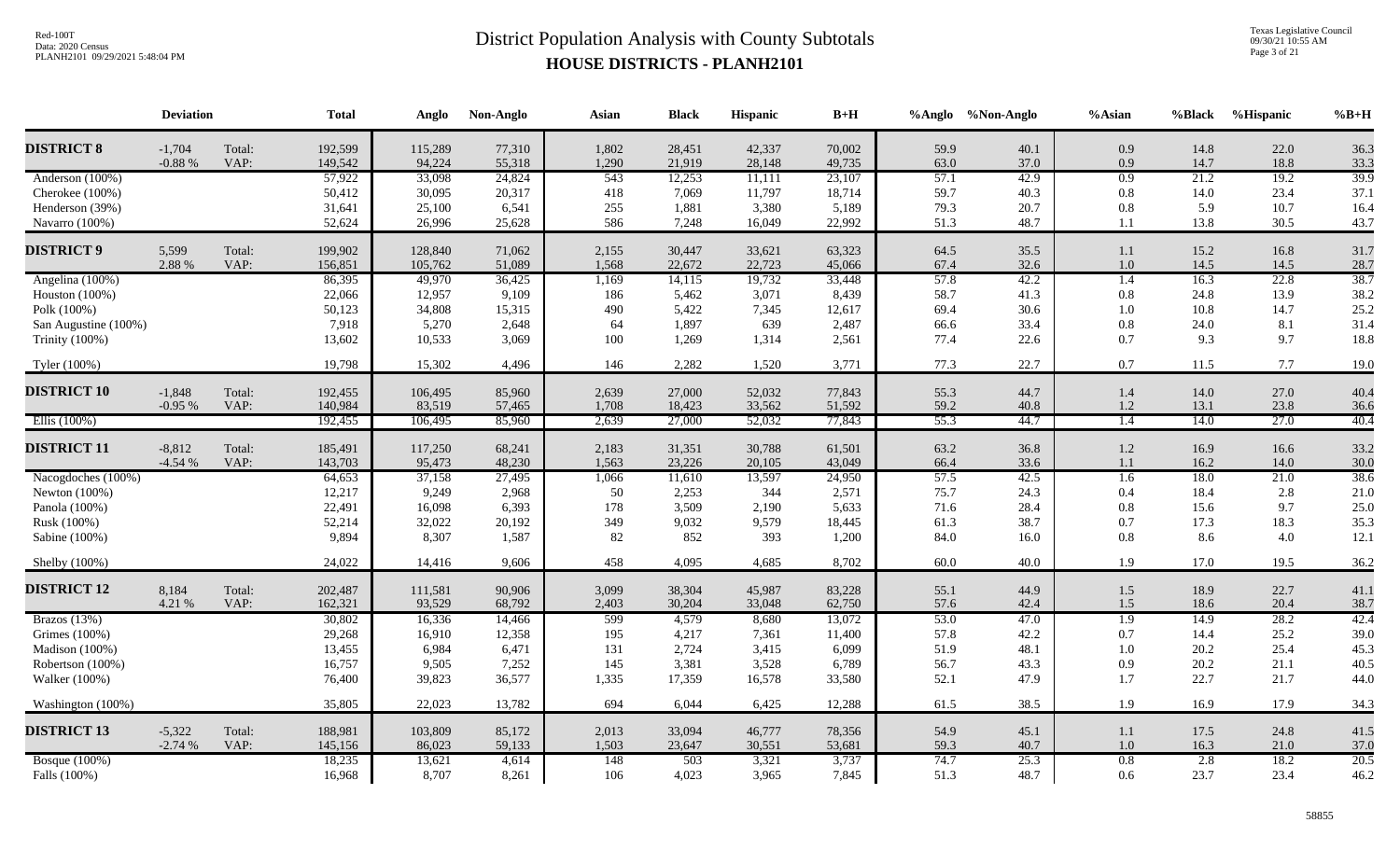# District Population Analysis with County Subtotals

## HOUSE DISTRICTS - PLANH2101

Red-100T
Data: 2020 Census
PLANH2101 09/29/2021 5:48:04 PM

Texas Legislative Council
09/30/21 10:55 AM

| | Deviation | | Total | Anglo | Non-Anglo | Asian | Black | Hispanic | B+H | %Anglo | %Non-Anglo | %Asian | %Black | %Hispanic | %B+H |
|---|---|---|---|---|---|---|---|---|---|---|---|---|---|---|---|
| **DISTRICT 8** | -1,704 | Total: | 192,599 | 115,289 | 77,310 | 1,802 | 28,451 | 42,337 | 70,002 | 59.9 | 40.1 | 0.9 | 14.8 | 22.0 | 36.3 |
| | -0.88 % | VAP: | 149,542 | 94,224 | 55,318 | 1,290 | 21,919 | 28,148 | 49,735 | 63.0 | 37.0 | 0.9 | 14.7 | 18.8 | 33.3 |
| Anderson (100%) | | | 57,922 | 33,098 | 24,824 | 543 | 12,253 | 11,111 | 23,107 | 57.1 | 42.9 | 0.9 | 21.2 | 19.2 | 39.9 |
| Cherokee (100%) | | | 50,412 | 30,095 | 20,317 | 418 | 7,069 | 11,797 | 18,714 | 59.7 | 40.3 | 0.8 | 14.0 | 23.4 | 37.1 |
| Henderson (39%) | | | 31,641 | 25,100 | 6,541 | 255 | 1,881 | 3,380 | 5,189 | 79.3 | 20.7 | 0.8 | 5.9 | 10.7 | 16.4 |
| Navarro (100%) | | | 52,624 | 26,996 | 25,628 | 586 | 7,248 | 16,049 | 22,992 | 51.3 | 48.7 | 1.1 | 13.8 | 30.5 | 43.7 |
| **DISTRICT 9** | 5,599 | Total: | 199,902 | 128,840 | 71,062 | 2,155 | 30,447 | 33,621 | 63,323 | 64.5 | 35.5 | 1.1 | 15.2 | 16.8 | 31.7 |
| | 2.88 % | VAP: | 156,851 | 105,762 | 51,089 | 1,568 | 22,672 | 22,723 | 45,066 | 67.4 | 32.6 | 1.0 | 14.5 | 14.5 | 28.7 |
| Angelina (100%) | | | 86,395 | 49,970 | 36,425 | 1,169 | 14,115 | 19,732 | 33,448 | 57.8 | 42.2 | 1.4 | 16.3 | 22.8 | 38.7 |
| Houston (100%) | | | 22,066 | 12,957 | 9,109 | 186 | 5,462 | 3,071 | 8,439 | 58.7 | 41.3 | 0.8 | 24.8 | 13.9 | 38.2 |
| Polk (100%) | | | 50,123 | 34,808 | 15,315 | 490 | 5,422 | 7,345 | 12,617 | 69.4 | 30.6 | 1.0 | 10.8 | 14.7 | 25.2 |
| San Augustine (100%) | | | 7,918 | 5,270 | 2,648 | 64 | 1,897 | 639 | 2,487 | 66.6 | 33.4 | 0.8 | 24.0 | 8.1 | 31.4 |
| Trinity (100%) | | | 13,602 | 10,533 | 3,069 | 100 | 1,269 | 1,314 | 2,561 | 77.4 | 22.6 | 0.7 | 9.3 | 9.7 | 18.8 |
| Tyler (100%) | | | 19,798 | 15,302 | 4,496 | 146 | 2,282 | 1,520 | 3,771 | 77.3 | 22.7 | 0.7 | 11.5 | 7.7 | 19.0 |
| **DISTRICT 10** | -1,848 | Total: | 192,455 | 106,495 | 85,960 | 2,639 | 27,000 | 52,032 | 77,843 | 55.3 | 44.7 | 1.4 | 14.0 | 27.0 | 40.4 |
| | -0.95 % | VAP: | 140,984 | 83,519 | 57,465 | 1,708 | 18,423 | 33,562 | 51,592 | 59.2 | 40.8 | 1.2 | 13.1 | 23.8 | 36.6 |
| Ellis (100%) | | | 192,455 | 106,495 | 85,960 | 2,639 | 27,000 | 52,032 | 77,843 | 55.3 | 44.7 | 1.4 | 14.0 | 27.0 | 40.4 |
| **DISTRICT 11** | -8,812 | Total: | 185,491 | 117,250 | 68,241 | 2,183 | 31,351 | 30,788 | 61,501 | 63.2 | 36.8 | 1.2 | 16.9 | 16.6 | 33.2 |
| | -4.54 % | VAP: | 143,703 | 95,473 | 48,230 | 1,563 | 23,226 | 20,105 | 43,049 | 66.4 | 33.6 | 1.1 | 16.2 | 14.0 | 30.0 |
| Nacogdoches (100%) | | | 64,653 | 37,158 | 27,495 | 1,066 | 11,610 | 13,597 | 24,950 | 57.5 | 42.5 | 1.6 | 18.0 | 21.0 | 38.6 |
| Newton (100%) | | | 12,217 | 9,249 | 2,968 | 50 | 2,253 | 344 | 2,571 | 75.7 | 24.3 | 0.4 | 18.4 | 2.8 | 21.0 |
| Panola (100%) | | | 22,491 | 16,098 | 6,393 | 178 | 3,509 | 2,190 | 5,633 | 71.6 | 28.4 | 0.8 | 15.6 | 9.7 | 25.0 |
| Rusk (100%) | | | 52,214 | 32,022 | 20,192 | 349 | 9,032 | 9,579 | 18,445 | 61.3 | 38.7 | 0.7 | 17.3 | 18.3 | 35.3 |
| Sabine (100%) | | | 9,894 | 8,307 | 1,587 | 82 | 852 | 393 | 1,200 | 84.0 | 16.0 | 0.8 | 8.6 | 4.0 | 12.1 |
| Shelby (100%) | | | 24,022 | 14,416 | 9,606 | 458 | 4,095 | 4,685 | 8,702 | 60.0 | 40.0 | 1.9 | 17.0 | 19.5 | 36.2 |
| **DISTRICT 12** | 8,184 | Total: | 202,487 | 111,581 | 90,906 | 3,099 | 38,304 | 45,987 | 83,228 | 55.1 | 44.9 | 1.5 | 18.9 | 22.7 | 41.1 |
| | 4.21 % | VAP: | 162,321 | 93,529 | 68,792 | 2,403 | 30,204 | 33,048 | 62,750 | 57.6 | 42.4 | 1.5 | 18.6 | 20.4 | 38.7 |
| Brazos (13%) | | | 30,802 | 16,336 | 14,466 | 599 | 4,579 | 8,680 | 13,072 | 53.0 | 47.0 | 1.9 | 14.9 | 28.2 | 42.4 |
| Grimes (100%) | | | 29,268 | 16,910 | 12,358 | 195 | 4,217 | 7,361 | 11,400 | 57.8 | 42.2 | 0.7 | 14.4 | 25.2 | 39.0 |
| Madison (100%) | | | 13,455 | 6,984 | 6,471 | 131 | 2,724 | 3,415 | 6,099 | 51.9 | 48.1 | 1.0 | 20.2 | 25.4 | 45.3 |
| Robertson (100%) | | | 16,757 | 9,505 | 7,252 | 145 | 3,381 | 3,528 | 6,789 | 56.7 | 43.3 | 0.9 | 20.2 | 21.1 | 40.5 |
| Walker (100%) | | | 76,400 | 39,823 | 36,577 | 1,335 | 17,359 | 16,578 | 33,580 | 52.1 | 47.9 | 1.7 | 22.7 | 21.7 | 44.0 |
| Washington (100%) | | | 35,805 | 22,023 | 13,782 | 694 | 6,044 | 6,425 | 12,288 | 61.5 | 38.5 | 1.9 | 16.9 | 17.9 | 34.3 |
| **DISTRICT 13** | -5,322 | Total: | 188,981 | 103,809 | 85,172 | 2,013 | 33,094 | 46,777 | 78,356 | 54.9 | 45.1 | 1.1 | 17.5 | 24.8 | 41.5 |
| | -2.74 % | VAP: | 145,156 | 86,023 | 59,133 | 1,503 | 23,647 | 30,551 | 53,681 | 59.3 | 40.7 | 1.0 | 16.3 | 21.0 | 37.0 |
| Bosque (100%) | | | 18,235 | 13,621 | 4,614 | 148 | 503 | 3,321 | 3,737 | 74.7 | 25.3 | 0.8 | 2.8 | 18.2 | 20.5 |
| Falls (100%) | | | 16,968 | 8,707 | 8,261 | 106 | 4,023 | 3,965 | 7,845 | 51.3 | 48.7 | 0.6 | 23.7 | 23.4 | 46.2 |

58855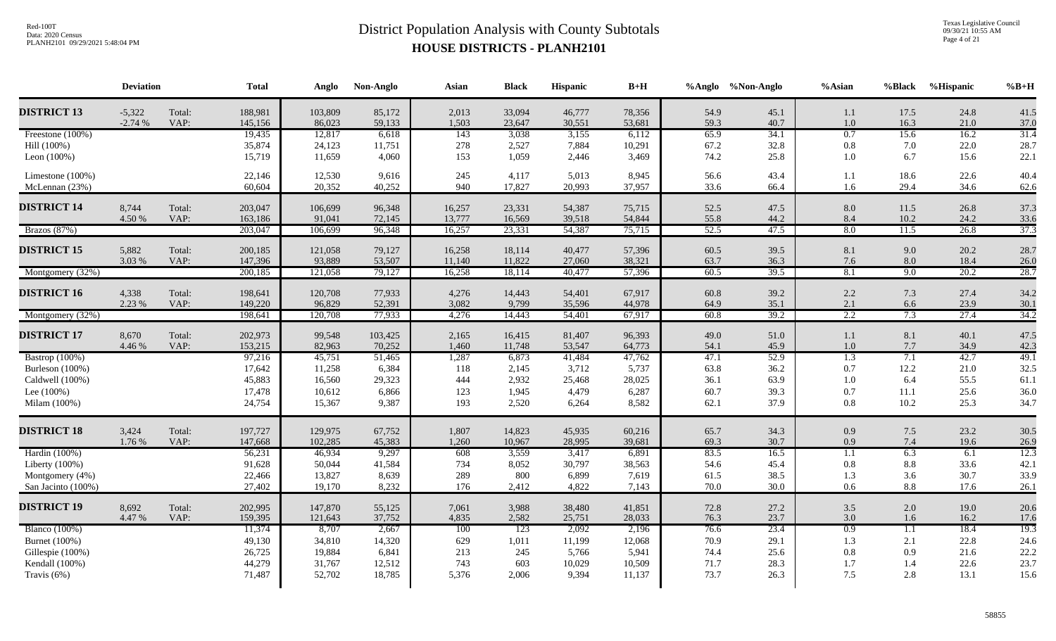# District Population Analysis with County Subtotals
## HOUSE DISTRICTS - PLANH2101

| | Deviation | | Total | Anglo | Non-Anglo | Asian | Black | Hispanic | B+H | %Anglo | %Non-Anglo | %Asian | %Black | %Hispanic | %B+H |
|---|---|---|---|---|---|---|---|---|---|---|---|---|---|---|---|
| **DISTRICT 13** | -5,322 | Total: | 188,981 | 103,809 | 85,172 | 2,013 | 33,094 | 46,777 | 78,356 | 54.9 | 45.1 | 1.1 | 17.5 | 24.8 | 41.5 |
| | -2.74 % | VAP: | 145,156 | 86,023 | 59,133 | 1,503 | 23,647 | 30,551 | 53,681 | 59.3 | 40.7 | 1.0 | 16.3 | 21.0 | 37.0 |
| Freestone (100%) | | | 19,435 | 12,817 | 6,618 | 143 | 3,038 | 3,155 | 6,112 | 65.9 | 34.1 | 0.7 | 15.6 | 16.2 | 31.4 |
| Hill (100%) | | | 35,874 | 24,123 | 11,751 | 278 | 2,527 | 7,884 | 10,291 | 67.2 | 32.8 | 0.8 | 7.0 | 22.0 | 28.7 |
| Leon (100%) | | | 15,719 | 11,659 | 4,060 | 153 | 1,059 | 2,446 | 3,469 | 74.2 | 25.8 | 1.0 | 6.7 | 15.6 | 22.1 |
| Limestone (100%) | | | 22,146 | 12,530 | 9,616 | 245 | 4,117 | 5,013 | 8,945 | 56.6 | 43.4 | 1.1 | 18.6 | 22.6 | 40.4 |
| McLennan (23%) | | | 60,604 | 20,352 | 40,252 | 940 | 17,827 | 20,993 | 37,957 | 33.6 | 66.4 | 1.6 | 29.4 | 34.6 | 62.6 |
| **DISTRICT 14** | 8,744 | Total: | 203,047 | 106,699 | 96,348 | 16,257 | 23,331 | 54,387 | 75,715 | 52.5 | 47.5 | 8.0 | 11.5 | 26.8 | 37.3 |
| | 4.50 % | VAP: | 163,186 | 91,041 | 72,145 | 13,777 | 16,569 | 39,518 | 54,844 | 55.8 | 44.2 | 8.4 | 10.2 | 24.2 | 33.6 |
| Brazos (87%) | | | 203,047 | 106,699 | 96,348 | 16,257 | 23,331 | 54,387 | 75,715 | 52.5 | 47.5 | 8.0 | 11.5 | 26.8 | 37.3 |
| **DISTRICT 15** | 5,882 | Total: | 200,185 | 121,058 | 79,127 | 16,258 | 18,114 | 40,477 | 57,396 | 60.5 | 39.5 | 8.1 | 9.0 | 20.2 | 28.7 |
| | 3.03 % | VAP: | 147,396 | 93,889 | 53,507 | 11,140 | 11,822 | 27,060 | 38,321 | 63.7 | 36.3 | 7.6 | 8.0 | 18.4 | 26.0 |
| Montgomery (32%) | | | 200,185 | 121,058 | 79,127 | 16,258 | 18,114 | 40,477 | 57,396 | 60.5 | 39.5 | 8.1 | 9.0 | 20.2 | 28.7 |
| **DISTRICT 16** | 4,338 | Total: | 198,641 | 120,708 | 77,933 | 4,276 | 14,443 | 54,401 | 67,917 | 60.8 | 39.2 | 2.2 | 7.3 | 27.4 | 34.2 |
| | 2.23 % | VAP: | 149,220 | 96,829 | 52,391 | 3,082 | 9,799 | 35,596 | 44,978 | 64.9 | 35.1 | 2.1 | 6.6 | 23.9 | 30.1 |
| Montgomery (32%) | | | 198,641 | 120,708 | 77,933 | 4,276 | 14,443 | 54,401 | 67,917 | 60.8 | 39.2 | 2.2 | 7.3 | 27.4 | 34.2 |
| **DISTRICT 17** | 8,670 | Total: | 202,973 | 99,548 | 103,425 | 2,165 | 16,415 | 81,407 | 96,393 | 49.0 | 51.0 | 1.1 | 8.1 | 40.1 | 47.5 |
| | 4.46 % | VAP: | 153,215 | 82,963 | 70,252 | 1,460 | 11,748 | 53,547 | 64,773 | 54.1 | 45.9 | 1.0 | 7.7 | 34.9 | 42.3 |
| Bastrop (100%) | | | 97,216 | 45,751 | 51,465 | 1,287 | 6,873 | 41,484 | 47,762 | 47.1 | 52.9 | 1.3 | 7.1 | 42.7 | 49.1 |
| Burleson (100%) | | | 17,642 | 11,258 | 6,384 | 118 | 2,145 | 3,712 | 5,737 | 63.8 | 36.2 | 0.7 | 12.2 | 21.0 | 32.5 |
| Caldwell (100%) | | | 45,883 | 16,560 | 29,323 | 444 | 2,932 | 25,468 | 28,025 | 36.1 | 63.9 | 1.0 | 6.4 | 55.5 | 61.1 |
| Lee (100%) | | | 17,478 | 10,612 | 6,866 | 123 | 1,945 | 4,479 | 6,287 | 60.7 | 39.3 | 0.7 | 11.1 | 25.6 | 36.0 |
| Milam (100%) | | | 24,754 | 15,367 | 9,387 | 193 | 2,520 | 6,264 | 8,582 | 62.1 | 37.9 | 0.8 | 10.2 | 25.3 | 34.7 |
| **DISTRICT 18** | 3,424 | Total: | 197,727 | 129,975 | 67,752 | 1,807 | 14,823 | 45,935 | 60,216 | 65.7 | 34.3 | 0.9 | 7.5 | 23.2 | 30.5 |
| | 1.76 % | VAP: | 147,668 | 102,285 | 45,383 | 1,260 | 10,967 | 28,995 | 39,681 | 69.3 | 30.7 | 0.9 | 7.4 | 19.6 | 26.9 |
| Hardin (100%) | | | 56,231 | 46,934 | 9,297 | 608 | 3,559 | 3,417 | 6,891 | 83.5 | 16.5 | 1.1 | 6.3 | 6.1 | 12.3 |
| Liberty (100%) | | | 91,628 | 50,044 | 41,584 | 734 | 8,052 | 30,797 | 38,563 | 54.6 | 45.4 | 0.8 | 8.8 | 33.6 | 42.1 |
| Montgomery (4%) | | | 22,466 | 13,827 | 8,639 | 289 | 800 | 6,899 | 7,619 | 61.5 | 38.5 | 1.3 | 3.6 | 30.7 | 33.9 |
| San Jacinto (100%) | | | 27,402 | 19,170 | 8,232 | 176 | 2,412 | 4,822 | 7,143 | 70.0 | 30.0 | 0.6 | 8.8 | 17.6 | 26.1 |
| **DISTRICT 19** | 8,692 | Total: | 202,995 | 147,870 | 55,125 | 7,061 | 3,988 | 38,480 | 41,851 | 72.8 | 27.2 | 3.5 | 2.0 | 19.0 | 20.6 |
| | 4.47 % | VAP: | 159,395 | 121,643 | 37,752 | 4,835 | 2,582 | 25,751 | 28,033 | 76.3 | 23.7 | 3.0 | 1.6 | 16.2 | 17.6 |
| Blanco (100%) | | | 11,374 | 8,707 | 2,667 | 100 | 123 | 2,092 | 2,196 | 76.6 | 23.4 | 0.9 | 1.1 | 18.4 | 19.3 |
| Burnet (100%) | | | 49,130 | 34,810 | 14,320 | 629 | 1,011 | 11,199 | 12,068 | 70.9 | 29.1 | 1.3 | 2.1 | 22.8 | 24.6 |
| Gillespie (100%) | | | 26,725 | 19,884 | 6,841 | 213 | 245 | 5,766 | 5,941 | 74.4 | 25.6 | 0.8 | 0.9 | 21.6 | 22.2 |
| Kendall (100%) | | | 44,279 | 31,767 | 12,512 | 743 | 603 | 10,029 | 10,509 | 71.7 | 28.3 | 1.7 | 1.4 | 22.6 | 23.7 |
| Travis (6%) | | | 71,487 | 52,702 | 18,785 | 5,376 | 2,006 | 9,394 | 11,137 | 73.7 | 26.3 | 7.5 | 2.8 | 13.1 | 15.6 |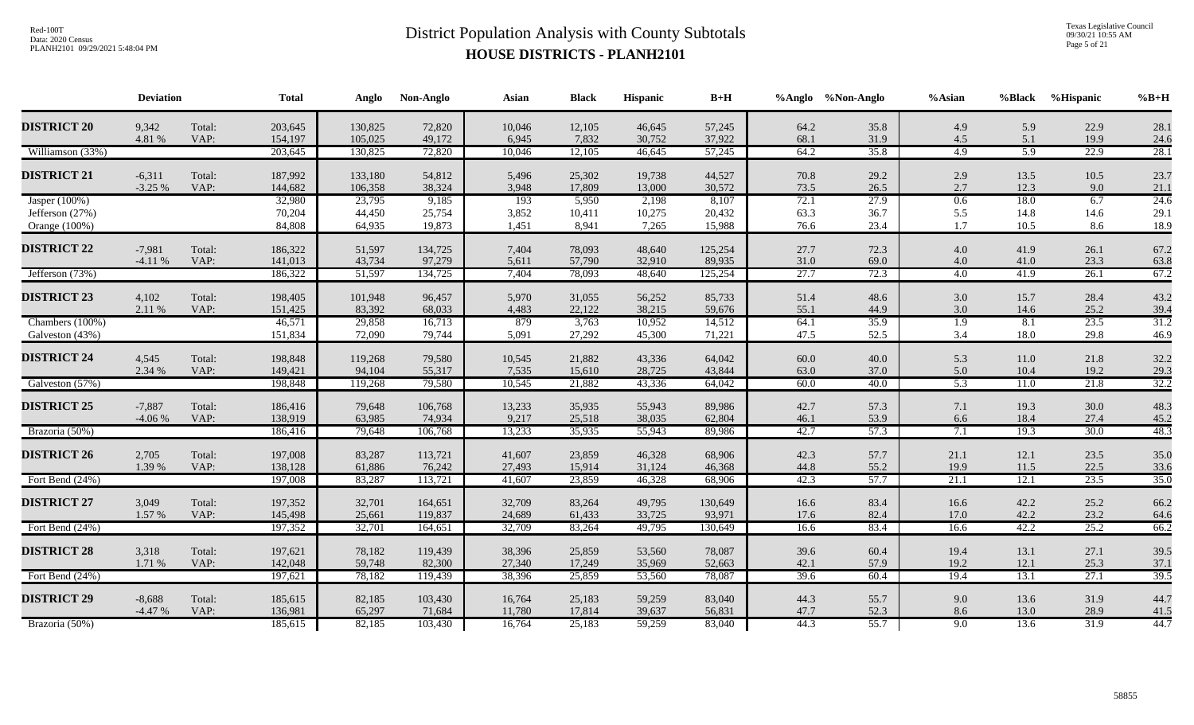# District Population Analysis with County Subtotals
## HOUSE DISTRICTS - PLANH2101

| | Deviation | | Total | Anglo | Non-Anglo | Asian | Black | Hispanic | B+H | %Anglo | %Non-Anglo | %Asian | %Black | %Hispanic | %B+H |
|---|---|---|---|---|---|---|---|---|---|---|---|---|---|---|---|
| **DISTRICT 20** | 9,342 | Total: | 203,645 | 130,825 | 72,820 | 10,046 | 12,105 | 46,645 | 57,245 | 64.2 | 35.8 | 4.9 | 5.9 | 22.9 | 28.1 |
| | 4.81 % | VAP: | 154,197 | 105,025 | 49,172 | 6,945 | 7,832 | 30,752 | 37,922 | 68.1 | 31.9 | 4.5 | 5.1 | 19.9 | 24.6 |
| Williamson (33%) | | | 203,645 | 130,825 | 72,820 | 10,046 | 12,105 | 46,645 | 57,245 | 64.2 | 35.8 | 4.9 | 5.9 | 22.9 | 28.1 |
| **DISTRICT 21** | -6,311 | Total: | 187,992 | 133,180 | 54,812 | 5,496 | 25,302 | 19,738 | 44,527 | 70.8 | 29.2 | 2.9 | 13.5 | 10.5 | 23.7 |
| | -3.25 % | VAP: | 144,682 | 106,358 | 38,324 | 3,948 | 17,809 | 13,000 | 30,572 | 73.5 | 26.5 | 2.7 | 12.3 | 9.0 | 21.1 |
| Jasper (100%) | | | 32,980 | 23,795 | 9,185 | 193 | 5,950 | 2,198 | 8,107 | 72.1 | 27.9 | 0.6 | 18.0 | 6.7 | 24.6 |
| Jefferson (27%) | | | 70,204 | 44,450 | 25,754 | 3,852 | 10,411 | 10,275 | 20,432 | 63.3 | 36.7 | 5.5 | 14.8 | 14.6 | 29.1 |
| Orange (100%) | | | 84,808 | 64,935 | 19,873 | 1,451 | 8,941 | 7,265 | 15,988 | 76.6 | 23.4 | 1.7 | 10.5 | 8.6 | 18.9 |
| **DISTRICT 22** | -7,981 | Total: | 186,322 | 51,597 | 134,725 | 7,404 | 78,093 | 48,640 | 125,254 | 27.7 | 72.3 | 4.0 | 41.9 | 26.1 | 67.2 |
| | -4.11 % | VAP: | 141,013 | 43,734 | 97,279 | 5,611 | 57,790 | 32,910 | 89,935 | 31.0 | 69.0 | 4.0 | 41.0 | 23.3 | 63.8 |
| Jefferson (73%) | | | 186,322 | 51,597 | 134,725 | 7,404 | 78,093 | 48,640 | 125,254 | 27.7 | 72.3 | 4.0 | 41.9 | 26.1 | 67.2 |
| **DISTRICT 23** | 4,102 | Total: | 198,405 | 101,948 | 96,457 | 5,970 | 31,055 | 56,252 | 85,733 | 51.4 | 48.6 | 3.0 | 15.7 | 28.4 | 43.2 |
| | 2.11 % | VAP: | 151,425 | 83,392 | 68,033 | 4,483 | 22,122 | 38,215 | 59,676 | 55.1 | 44.9 | 3.0 | 14.6 | 25.2 | 39.4 |
| Chambers (100%) | | | 46,571 | 29,858 | 16,713 | 879 | 3,763 | 10,952 | 14,512 | 64.1 | 35.9 | 1.9 | 8.1 | 23.5 | 31.2 |
| Galveston (43%) | | | 151,834 | 72,090 | 79,744 | 5,091 | 27,292 | 45,300 | 71,221 | 47.5 | 52.5 | 3.4 | 18.0 | 29.8 | 46.9 |
| **DISTRICT 24** | 4,545 | Total: | 198,848 | 119,268 | 79,580 | 10,545 | 21,882 | 43,336 | 64,042 | 60.0 | 40.0 | 5.3 | 11.0 | 21.8 | 32.2 |
| | 2.34 % | VAP: | 149,421 | 94,104 | 55,317 | 7,535 | 15,610 | 28,725 | 43,844 | 63.0 | 37.0 | 5.0 | 10.4 | 19.2 | 29.3 |
| Galveston (57%) | | | 198,848 | 119,268 | 79,580 | 10,545 | 21,882 | 43,336 | 64,042 | 60.0 | 40.0 | 5.3 | 11.0 | 21.8 | 32.2 |
| **DISTRICT 25** | -7,887 | Total: | 186,416 | 79,648 | 106,768 | 13,233 | 35,935 | 55,943 | 89,986 | 42.7 | 57.3 | 7.1 | 19.3 | 30.0 | 48.3 |
| | -4.06 % | VAP: | 138,919 | 63,985 | 74,934 | 9,217 | 25,518 | 38,035 | 62,804 | 46.1 | 53.9 | 6.6 | 18.4 | 27.4 | 45.2 |
| Brazoria (50%) | | | 186,416 | 79,648 | 106,768 | 13,233 | 35,935 | 55,943 | 89,986 | 42.7 | 57.3 | 7.1 | 19.3 | 30.0 | 48.3 |
| **DISTRICT 26** | 2,705 | Total: | 197,008 | 83,287 | 113,721 | 41,607 | 23,859 | 46,328 | 68,906 | 42.3 | 57.7 | 21.1 | 12.1 | 23.5 | 35.0 |
| | 1.39 % | VAP: | 138,128 | 61,886 | 76,242 | 27,493 | 15,914 | 31,124 | 46,368 | 44.8 | 55.2 | 19.9 | 11.5 | 22.5 | 33.6 |
| Fort Bend (24%) | | | 197,008 | 83,287 | 113,721 | 41,607 | 23,859 | 46,328 | 68,906 | 42.3 | 57.7 | 21.1 | 12.1 | 23.5 | 35.0 |
| **DISTRICT 27** | 3,049 | Total: | 197,352 | 32,701 | 164,651 | 32,709 | 83,264 | 49,795 | 130,649 | 16.6 | 83.4 | 16.6 | 42.2 | 25.2 | 66.2 |
| | 1.57 % | VAP: | 145,498 | 25,661 | 119,837 | 24,689 | 61,433 | 33,725 | 93,971 | 17.6 | 82.4 | 17.0 | 42.2 | 23.2 | 64.6 |
| Fort Bend (24%) | | | 197,352 | 32,701 | 164,651 | 32,709 | 83,264 | 49,795 | 130,649 | 16.6 | 83.4 | 16.6 | 42.2 | 25.2 | 66.2 |
| **DISTRICT 28** | 3,318 | Total: | 197,621 | 78,182 | 119,439 | 38,396 | 25,859 | 53,560 | 78,087 | 39.6 | 60.4 | 19.4 | 13.1 | 27.1 | 39.5 |
| | 1.71 % | VAP: | 142,048 | 59,748 | 82,300 | 27,340 | 17,249 | 35,969 | 52,663 | 42.1 | 57.9 | 19.2 | 12.1 | 25.3 | 37.1 |
| Fort Bend (24%) | | | 197,621 | 78,182 | 119,439 | 38,396 | 25,859 | 53,560 | 78,087 | 39.6 | 60.4 | 19.4 | 13.1 | 27.1 | 39.5 |
| **DISTRICT 29** | -8,688 | Total: | 185,615 | 82,185 | 103,430 | 16,764 | 25,183 | 59,259 | 83,040 | 44.3 | 55.7 | 9.0 | 13.6 | 31.9 | 44.7 |
| | -4.47 % | VAP: | 136,981 | 65,297 | 71,684 | 11,780 | 17,814 | 39,637 | 56,831 | 47.7 | 52.3 | 8.6 | 13.0 | 28.9 | 41.5 |
| Brazoria (50%) | | | 185,615 | 82,185 | 103,430 | 16,764 | 25,183 | 59,259 | 83,040 | 44.3 | 55.7 | 9.0 | 13.6 | 31.9 | 44.7 |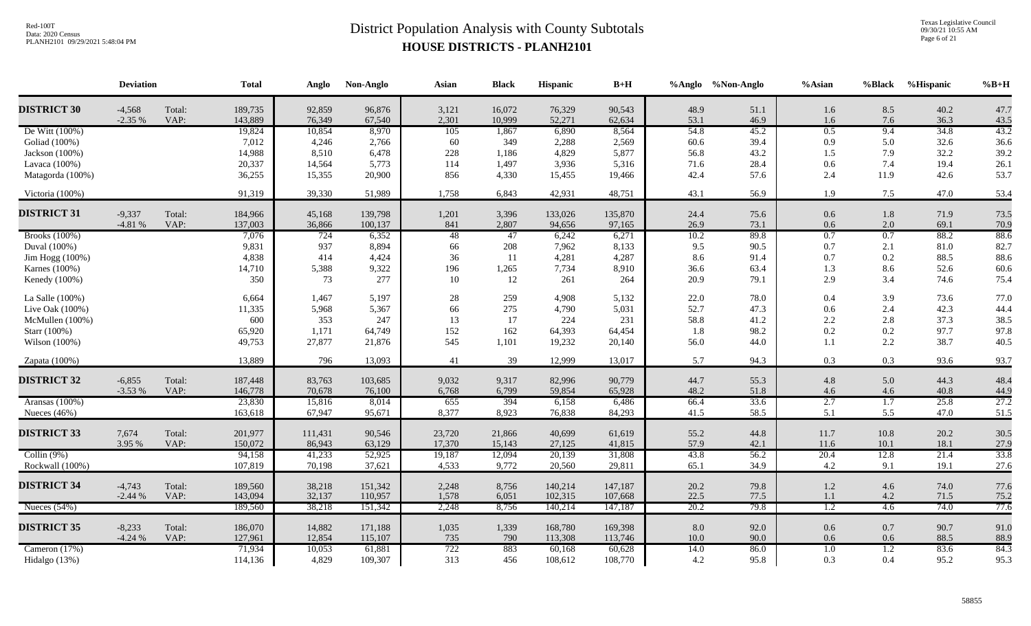# District Population Analysis with County Subtotals

## HOUSE DISTRICTS - PLANH2101

| | Deviation | | Total | Anglo | Non-Anglo | Asian | Black | Hispanic | B+H | %Anglo | %Non-Anglo | %Asian | %Black | %Hispanic | %B+H |
|---|---|---|---|---|---|---|---|---|---|---|---|---|---|---|---|
| **DISTRICT 30** | -4,568 | Total: | 189,735 | 92,859 | 96,876 | 3,121 | 16,072 | 76,329 | 90,543 | 48.9 | 51.1 | 1.6 | 8.5 | 40.2 | 47.7 |
| | -2.35 % | VAP: | 143,889 | 76,349 | 67,540 | 2,301 | 10,999 | 52,271 | 62,634 | 53.1 | 46.9 | 1.6 | 7.6 | 36.3 | 43.5 |
| De Witt (100%) | | | 19,824 | 10,854 | 8,970 | 105 | 1,867 | 6,890 | 8,564 | 54.8 | 45.2 | 0.5 | 9.4 | 34.8 | 43.2 |
| Goliad (100%) | | | 7,012 | 4,246 | 2,766 | 60 | 349 | 2,288 | 2,569 | 60.6 | 39.4 | 0.9 | 5.0 | 32.6 | 36.6 |
| Jackson (100%) | | | 14,988 | 8,510 | 6,478 | 228 | 1,186 | 4,829 | 5,877 | 56.8 | 43.2 | 1.5 | 7.9 | 32.2 | 39.2 |
| Lavaca (100%) | | | 20,337 | 14,564 | 5,773 | 114 | 1,497 | 3,936 | 5,316 | 71.6 | 28.4 | 0.6 | 7.4 | 19.4 | 26.1 |
| Matagorda (100%) | | | 36,255 | 15,355 | 20,900 | 856 | 4,330 | 15,455 | 19,466 | 42.4 | 57.6 | 2.4 | 11.9 | 42.6 | 53.7 |
| Victoria (100%) | | | 91,319 | 39,330 | 51,989 | 1,758 | 6,843 | 42,931 | 48,751 | 43.1 | 56.9 | 1.9 | 7.5 | 47.0 | 53.4 |
| **DISTRICT 31** | -9,337 | Total: | 184,966 | 45,168 | 139,798 | 1,201 | 3,396 | 133,026 | 135,870 | 24.4 | 75.6 | 0.6 | 1.8 | 71.9 | 73.5 |
| | -4.81 % | VAP: | 137,003 | 36,866 | 100,137 | 841 | 2,807 | 94,656 | 97,165 | 26.9 | 73.1 | 0.6 | 2.0 | 69.1 | 70.9 |
| Brooks (100%) | | | 7,076 | 724 | 6,352 | 48 | 47 | 6,242 | 6,271 | 10.2 | 89.8 | 0.7 | 0.7 | 88.2 | 88.6 |
| Duval (100%) | | | 9,831 | 937 | 8,894 | 66 | 208 | 7,962 | 8,133 | 9.5 | 90.5 | 0.7 | 2.1 | 81.0 | 82.7 |
| Jim Hogg (100%) | | | 4,838 | 414 | 4,424 | 36 | 11 | 4,281 | 4,287 | 8.6 | 91.4 | 0.7 | 0.2 | 88.5 | 88.6 |
| Karnes (100%) | | | 14,710 | 5,388 | 9,322 | 196 | 1,265 | 7,734 | 8,910 | 36.6 | 63.4 | 1.3 | 8.6 | 52.6 | 60.6 |
| Kenedy (100%) | | | 350 | 73 | 277 | 10 | 12 | 261 | 264 | 20.9 | 79.1 | 2.9 | 3.4 | 74.6 | 75.4 |
| La Salle (100%) | | | 6,664 | 1,467 | 5,197 | 28 | 259 | 4,908 | 5,132 | 22.0 | 78.0 | 0.4 | 3.9 | 73.6 | 77.0 |
| Live Oak (100%) | | | 11,335 | 5,968 | 5,367 | 66 | 275 | 4,790 | 5,031 | 52.7 | 47.3 | 0.6 | 2.4 | 42.3 | 44.4 |
| McMullen (100%) | | | 600 | 353 | 247 | 13 | 17 | 224 | 231 | 58.8 | 41.2 | 2.2 | 2.8 | 37.3 | 38.5 |
| Starr (100%) | | | 65,920 | 1,171 | 64,749 | 152 | 162 | 64,393 | 64,454 | 1.8 | 98.2 | 0.2 | 0.2 | 97.7 | 97.8 |
| Wilson (100%) | | | 49,753 | 27,877 | 21,876 | 545 | 1,101 | 19,232 | 20,140 | 56.0 | 44.0 | 1.1 | 2.2 | 38.7 | 40.5 |
| Zapata (100%) | | | 13,889 | 796 | 13,093 | 41 | 39 | 12,999 | 13,017 | 5.7 | 94.3 | 0.3 | 0.3 | 93.6 | 93.7 |
| **DISTRICT 32** | -6,855 | Total: | 187,448 | 83,763 | 103,685 | 9,032 | 9,317 | 82,996 | 90,779 | 44.7 | 55.3 | 4.8 | 5.0 | 44.3 | 48.4 |
| | -3.53 % | VAP: | 146,778 | 70,678 | 76,100 | 6,768 | 6,799 | 59,854 | 65,928 | 48.2 | 51.8 | 4.6 | 4.6 | 40.8 | 44.9 |
| Aransas (100%) | | | 23,830 | 15,816 | 8,014 | 655 | 394 | 6,158 | 6,486 | 66.4 | 33.6 | 2.7 | 1.7 | 25.8 | 27.2 |
| Nueces (46%) | | | 163,618 | 67,947 | 95,671 | 8,377 | 8,923 | 76,838 | 84,293 | 41.5 | 58.5 | 5.1 | 5.5 | 47.0 | 51.5 |
| **DISTRICT 33** | 7,674 | Total: | 201,977 | 111,431 | 90,546 | 23,720 | 21,866 | 40,699 | 61,619 | 55.2 | 44.8 | 11.7 | 10.8 | 20.2 | 30.5 |
| | 3.95 % | VAP: | 150,072 | 86,943 | 63,129 | 17,370 | 15,143 | 27,125 | 41,815 | 57.9 | 42.1 | 11.6 | 10.1 | 18.1 | 27.9 |
| Collin (9%) | | | 94,158 | 41,233 | 52,925 | 19,187 | 12,094 | 20,139 | 31,808 | 43.8 | 56.2 | 20.4 | 12.8 | 21.4 | 33.8 |
| Rockwall (100%) | | | 107,819 | 70,198 | 37,621 | 4,533 | 9,772 | 20,560 | 29,811 | 65.1 | 34.9 | 4.2 | 9.1 | 19.1 | 27.6 |
| **DISTRICT 34** | -4,743 | Total: | 189,560 | 38,218 | 151,342 | 2,248 | 8,756 | 140,214 | 147,187 | 20.2 | 79.8 | 1.2 | 4.6 | 74.0 | 77.6 |
| | -2.44 % | VAP: | 143,094 | 32,137 | 110,957 | 1,578 | 6,051 | 102,315 | 107,668 | 22.5 | 77.5 | 1.1 | 4.2 | 71.5 | 75.2 |
| Nueces (54%) | | | 189,560 | 38,218 | 151,342 | 2,248 | 8,756 | 140,214 | 147,187 | 20.2 | 79.8 | 1.2 | 4.6 | 74.0 | 77.6 |
| **DISTRICT 35** | -8,233 | Total: | 186,070 | 14,882 | 171,188 | 1,035 | 1,339 | 168,780 | 169,398 | 8.0 | 92.0 | 0.6 | 0.7 | 90.7 | 91.0 |
| | -4.24 % | VAP: | 127,961 | 12,854 | 115,107 | 735 | 790 | 113,308 | 113,746 | 10.0 | 90.0 | 0.6 | 0.6 | 88.5 | 88.9 |
| Cameron (17%) | | | 71,934 | 10,053 | 61,881 | 722 | 883 | 60,168 | 60,628 | 14.0 | 86.0 | 1.0 | 1.2 | 83.6 | 84.3 |
| Hidalgo (13%) | | | 114,136 | 4,829 | 109,307 | 313 | 456 | 108,612 | 108,770 | 4.2 | 95.8 | 0.3 | 0.4 | 95.2 | 95.3 |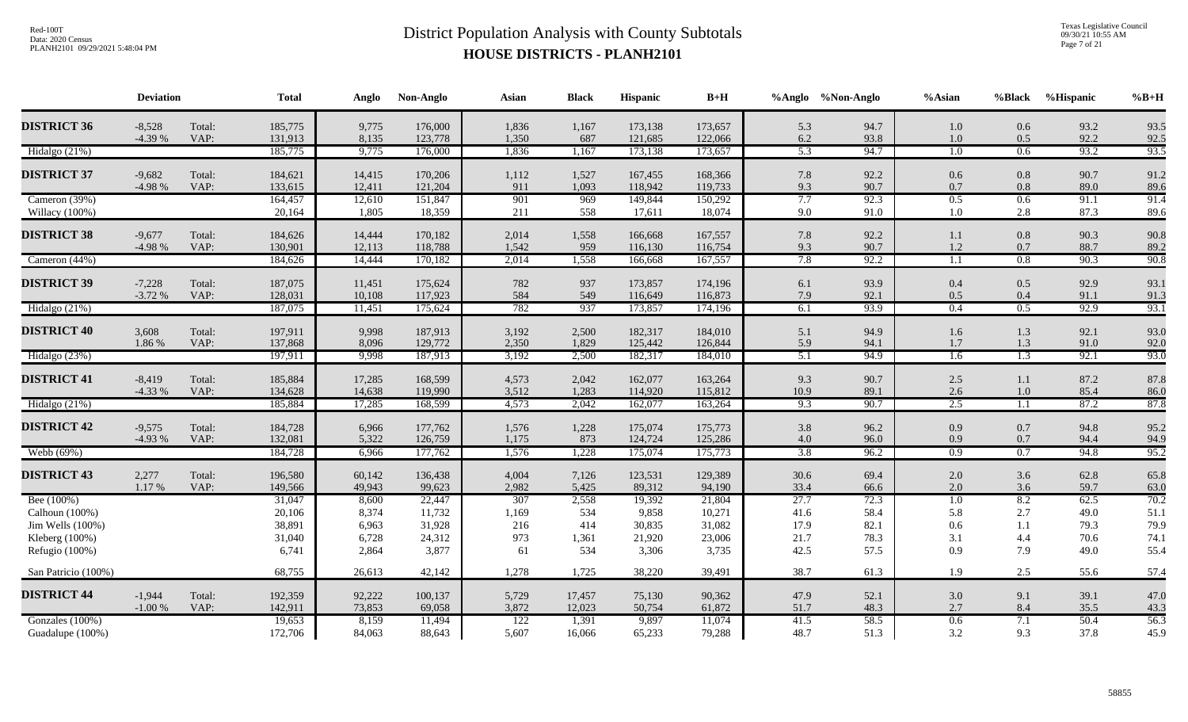# District Population Analysis with County Subtotals

## HOUSE DISTRICTS - PLANH2101

Red-100T
Data: 2020 Census
PLANH2101 09/29/2021 5:48:04 PM

Texas Legislative Council
09/30/21 10:55 AM

| | Deviation | | Total | Anglo | Non-Anglo | Asian | Black | Hispanic | B+H | %Anglo | %Non-Anglo | %Asian | %Black | %Hispanic | %B+H |
|---|---|---|---|---|---|---|---|---|---|---|---|---|---|---|---|
| **DISTRICT 36** | -8,528 | Total: | 185,775 | 9,775 | 176,000 | 1,836 | 1,167 | 173,138 | 173,657 | 5.3 | 94.7 | 1.0 | 0.6 | 93.2 | 93.5 |
| | -4.39 % | VAP: | 131,913 | 8,135 | 123,778 | 1,350 | 687 | 121,685 | 122,066 | 6.2 | 93.8 | 1.0 | 0.5 | 92.2 | 92.5 |
| Hidalgo (21%) | | | 185,775 | 9,775 | 176,000 | 1,836 | 1,167 | 173,138 | 173,657 | 5.3 | 94.7 | 1.0 | 0.6 | 93.2 | 93.5 |
| **DISTRICT 37** | -9,682 | Total: | 184,621 | 14,415 | 170,206 | 1,112 | 1,527 | 167,455 | 168,366 | 7.8 | 92.2 | 0.6 | 0.8 | 90.7 | 91.2 |
| | -4.98 % | VAP: | 133,615 | 12,411 | 121,204 | 911 | 1,093 | 118,942 | 119,733 | 9.3 | 90.7 | 0.7 | 0.8 | 89.0 | 89.6 |
| Cameron (39%) | | | 164,457 | 12,610 | 151,847 | 901 | 969 | 149,844 | 150,292 | 7.7 | 92.3 | 0.5 | 0.6 | 91.1 | 91.4 |
| Willacy (100%) | | | 20,164 | 1,805 | 18,359 | 211 | 558 | 17,611 | 18,074 | 9.0 | 91.0 | 1.0 | 2.8 | 87.3 | 89.6 |
| **DISTRICT 38** | -9,677 | Total: | 184,626 | 14,444 | 170,182 | 2,014 | 1,558 | 166,668 | 167,557 | 7.8 | 92.2 | 1.1 | 0.8 | 90.3 | 90.8 |
| | -4.98 % | VAP: | 130,901 | 12,113 | 118,788 | 1,542 | 959 | 116,130 | 116,754 | 9.3 | 90.7 | 1.2 | 0.7 | 88.7 | 89.2 |
| Cameron (44%) | | | 184,626 | 14,444 | 170,182 | 2,014 | 1,558 | 166,668 | 167,557 | 7.8 | 92.2 | 1.1 | 0.8 | 90.3 | 90.8 |
| **DISTRICT 39** | -7,228 | Total: | 187,075 | 11,451 | 175,624 | 782 | 937 | 173,857 | 174,196 | 6.1 | 93.9 | 0.4 | 0.5 | 92.9 | 93.1 |
| | -3.72 % | VAP: | 128,031 | 10,108 | 117,923 | 584 | 549 | 116,649 | 116,873 | 7.9 | 92.1 | 0.5 | 0.4 | 91.1 | 91.3 |
| Hidalgo (21%) | | | 187,075 | 11,451 | 175,624 | 782 | 937 | 173,857 | 174,196 | 6.1 | 93.9 | 0.4 | 0.5 | 92.9 | 93.1 |
| **DISTRICT 40** | 3,608 | Total: | 197,911 | 9,998 | 187,913 | 3,192 | 2,500 | 182,317 | 184,010 | 5.1 | 94.9 | 1.6 | 1.3 | 92.1 | 93.0 |
| | 1.86 % | VAP: | 137,868 | 8,096 | 129,772 | 2,350 | 1,829 | 125,442 | 126,844 | 5.9 | 94.1 | 1.7 | 1.3 | 91.0 | 92.0 |
| Hidalgo (23%) | | | 197,911 | 9,998 | 187,913 | 3,192 | 2,500 | 182,317 | 184,010 | 5.1 | 94.9 | 1.6 | 1.3 | 92.1 | 93.0 |
| **DISTRICT 41** | -8,419 | Total: | 185,884 | 17,285 | 168,599 | 4,573 | 2,042 | 162,077 | 163,264 | 9.3 | 90.7 | 2.5 | 1.1 | 87.2 | 87.8 |
| | -4.33 % | VAP: | 134,628 | 14,638 | 119,990 | 3,512 | 1,283 | 114,920 | 115,812 | 10.9 | 89.1 | 2.6 | 1.0 | 85.4 | 86.0 |
| Hidalgo (21%) | | | 185,884 | 17,285 | 168,599 | 4,573 | 2,042 | 162,077 | 163,264 | 9.3 | 90.7 | 2.5 | 1.1 | 87.2 | 87.8 |
| **DISTRICT 42** | -9,575 | Total: | 184,728 | 6,966 | 177,762 | 1,576 | 1,228 | 175,074 | 175,773 | 3.8 | 96.2 | 0.9 | 0.7 | 94.8 | 95.2 |
| | -4.93 % | VAP: | 132,081 | 5,322 | 126,759 | 1,175 | 873 | 124,724 | 125,286 | 4.0 | 96.0 | 0.9 | 0.7 | 94.4 | 94.9 |
| Webb (69%) | | | 184,728 | 6,966 | 177,762 | 1,576 | 1,228 | 175,074 | 175,773 | 3.8 | 96.2 | 0.9 | 0.7 | 94.8 | 95.2 |
| **DISTRICT 43** | 2,277 | Total: | 196,580 | 60,142 | 136,438 | 4,004 | 7,126 | 123,531 | 129,389 | 30.6 | 69.4 | 2.0 | 3.6 | 62.8 | 65.8 |
| | 1.17 % | VAP: | 149,566 | 49,943 | 99,623 | 2,982 | 5,425 | 89,312 | 94,190 | 33.4 | 66.6 | 2.0 | 3.6 | 59.7 | 63.0 |
| Bee (100%) | | | 31,047 | 8,600 | 22,447 | 307 | 2,558 | 19,392 | 21,804 | 27.7 | 72.3 | 1.0 | 8.2 | 62.5 | 70.2 |
| Calhoun (100%) | | | 20,106 | 8,374 | 11,732 | 1,169 | 534 | 9,858 | 10,271 | 41.6 | 58.4 | 5.8 | 2.7 | 49.0 | 51.1 |
| Jim Wells (100%) | | | 38,891 | 6,963 | 31,928 | 216 | 414 | 30,835 | 31,082 | 17.9 | 82.1 | 0.6 | 1.1 | 79.3 | 79.9 |
| Kleberg (100%) | | | 31,040 | 6,728 | 24,312 | 973 | 1,361 | 21,920 | 23,006 | 21.7 | 78.3 | 3.1 | 4.4 | 70.6 | 74.1 |
| Refugio (100%) | | | 6,741 | 2,864 | 3,877 | 61 | 534 | 3,306 | 3,735 | 42.5 | 57.5 | 0.9 | 7.9 | 49.0 | 55.4 |
| San Patricio (100%) | | | 68,755 | 26,613 | 42,142 | 1,278 | 1,725 | 38,220 | 39,491 | 38.7 | 61.3 | 1.9 | 2.5 | 55.6 | 57.4 |
| **DISTRICT 44** | -1,944 | Total: | 192,359 | 92,222 | 100,137 | 5,729 | 17,457 | 75,130 | 90,362 | 47.9 | 52.1 | 3.0 | 9.1 | 39.1 | 47.0 |
| | -1.00 % | VAP: | 142,911 | 73,853 | 69,058 | 3,872 | 12,023 | 50,754 | 61,872 | 51.7 | 48.3 | 2.7 | 8.4 | 35.5 | 43.3 |
| Gonzales (100%) | | | 19,653 | 8,159 | 11,494 | 122 | 1,391 | 9,897 | 11,074 | 41.5 | 58.5 | 0.6 | 7.1 | 50.4 | 56.3 |
| Guadalupe (100%) | | | 172,706 | 84,063 | 88,643 | 5,607 | 16,066 | 65,233 | 79,288 | 48.7 | 51.3 | 3.2 | 9.3 | 37.8 | 45.9 |

58855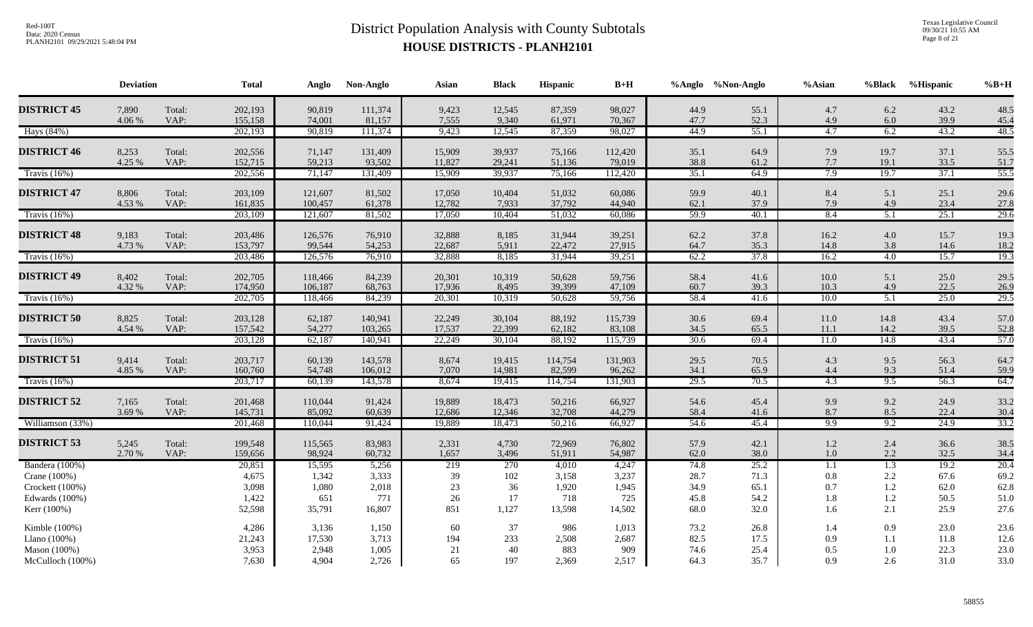# District Population Analysis with County Subtotals

## HOUSE DISTRICTS - PLANH2101

Red-100T
Data: 2020 Census
PLANH2101 09/29/2021 5:48:04 PM

Texas Legislative Council
09/30/21 10:55 AM

| | Deviation | | Total | Anglo | Non-Anglo | Asian | Black | Hispanic | B+H | %Anglo | %Non-Anglo | %Asian | %Black | %Hispanic | %B+H |
|---|---|---|---|---|---|---|---|---|---|---|---|---|---|---|---|
| **DISTRICT 45** | 7,890 | Total: | 202,193 | 90,819 | 111,374 | 9,423 | 12,545 | 87,359 | 98,027 | 44.9 | 55.1 | 4.7 | 6.2 | 43.2 | 48.5 |
| | 4.06 % | VAP: | 155,158 | 74,001 | 81,157 | 7,555 | 9,340 | 61,971 | 70,367 | 47.7 | 52.3 | 4.9 | 6.0 | 39.9 | 45.4 |
| Hays (84%) | | | 202,193 | 90,819 | 111,374 | 9,423 | 12,545 | 87,359 | 98,027 | 44.9 | 55.1 | 4.7 | 6.2 | 43.2 | 48.5 |
| **DISTRICT 46** | 8,253 | Total: | 202,556 | 71,147 | 131,409 | 15,909 | 39,937 | 75,166 | 112,420 | 35.1 | 64.9 | 7.9 | 19.7 | 37.1 | 55.5 |
| | 4.25 % | VAP: | 152,715 | 59,213 | 93,502 | 11,827 | 29,241 | 51,136 | 79,019 | 38.8 | 61.2 | 7.7 | 19.1 | 33.5 | 51.7 |
| Travis (16%) | | | 202,556 | 71,147 | 131,409 | 15,909 | 39,937 | 75,166 | 112,420 | 35.1 | 64.9 | 7.9 | 19.7 | 37.1 | 55.5 |
| **DISTRICT 47** | 8,806 | Total: | 203,109 | 121,607 | 81,502 | 17,050 | 10,404 | 51,032 | 60,086 | 59.9 | 40.1 | 8.4 | 5.1 | 25.1 | 29.6 |
| | 4.53 % | VAP: | 161,835 | 100,457 | 61,378 | 12,782 | 7,933 | 37,792 | 44,940 | 62.1 | 37.9 | 7.9 | 4.9 | 23.4 | 27.8 |
| Travis (16%) | | | 203,109 | 121,607 | 81,502 | 17,050 | 10,404 | 51,032 | 60,086 | 59.9 | 40.1 | 8.4 | 5.1 | 25.1 | 29.6 |
| **DISTRICT 48** | 9,183 | Total: | 203,486 | 126,576 | 76,910 | 32,888 | 8,185 | 31,944 | 39,251 | 62.2 | 37.8 | 16.2 | 4.0 | 15.7 | 19.3 |
| | 4.73 % | VAP: | 153,797 | 99,544 | 54,253 | 22,687 | 5,911 | 22,472 | 27,915 | 64.7 | 35.3 | 14.8 | 3.8 | 14.6 | 18.2 |
| Travis (16%) | | | 203,486 | 126,576 | 76,910 | 32,888 | 8,185 | 31,944 | 39,251 | 62.2 | 37.8 | 16.2 | 4.0 | 15.7 | 19.3 |
| **DISTRICT 49** | 8,402 | Total: | 202,705 | 118,466 | 84,239 | 20,301 | 10,319 | 50,628 | 59,756 | 58.4 | 41.6 | 10.0 | 5.1 | 25.0 | 29.5 |
| | 4.32 % | VAP: | 174,950 | 106,187 | 68,763 | 17,936 | 8,495 | 39,399 | 47,109 | 60.7 | 39.3 | 10.3 | 4.9 | 22.5 | 26.9 |
| Travis (16%) | | | 202,705 | 118,466 | 84,239 | 20,301 | 10,319 | 50,628 | 59,756 | 58.4 | 41.6 | 10.0 | 5.1 | 25.0 | 29.5 |
| **DISTRICT 50** | 8,825 | Total: | 203,128 | 62,187 | 140,941 | 22,249 | 30,104 | 88,192 | 115,739 | 30.6 | 69.4 | 11.0 | 14.8 | 43.4 | 57.0 |
| | 4.54 % | VAP: | 157,542 | 54,277 | 103,265 | 17,537 | 22,399 | 62,182 | 83,108 | 34.5 | 65.5 | 11.1 | 14.2 | 39.5 | 52.8 |
| Travis (16%) | | | 203,128 | 62,187 | 140,941 | 22,249 | 30,104 | 88,192 | 115,739 | 30.6 | 69.4 | 11.0 | 14.8 | 43.4 | 57.0 |
| **DISTRICT 51** | 9,414 | Total: | 203,717 | 60,139 | 143,578 | 8,674 | 19,415 | 114,754 | 131,903 | 29.5 | 70.5 | 4.3 | 9.5 | 56.3 | 64.7 |
| | 4.85 % | VAP: | 160,760 | 54,748 | 106,012 | 7,070 | 14,981 | 82,599 | 96,262 | 34.1 | 65.9 | 4.4 | 9.3 | 51.4 | 59.9 |
| Travis (16%) | | | 203,717 | 60,139 | 143,578 | 8,674 | 19,415 | 114,754 | 131,903 | 29.5 | 70.5 | 4.3 | 9.5 | 56.3 | 64.7 |
| **DISTRICT 52** | 7,165 | Total: | 201,468 | 110,044 | 91,424 | 19,889 | 18,473 | 50,216 | 66,927 | 54.6 | 45.4 | 9.9 | 9.2 | 24.9 | 33.2 |
| | 3.69 % | VAP: | 145,731 | 85,092 | 60,639 | 12,686 | 12,346 | 32,708 | 44,279 | 58.4 | 41.6 | 8.7 | 8.5 | 22.4 | 30.4 |
| Williamson (33%) | | | 201,468 | 110,044 | 91,424 | 19,889 | 18,473 | 50,216 | 66,927 | 54.6 | 45.4 | 9.9 | 9.2 | 24.9 | 33.2 |
| **DISTRICT 53** | 5,245 | Total: | 199,548 | 115,565 | 83,983 | 2,331 | 4,730 | 72,969 | 76,802 | 57.9 | 42.1 | 1.2 | 2.4 | 36.6 | 38.5 |
| | 2.70 % | VAP: | 159,656 | 98,924 | 60,732 | 1,657 | 3,496 | 51,911 | 54,987 | 62.0 | 38.0 | 1.0 | 2.2 | 32.5 | 34.4 |
| Bandera (100%) | | | 20,851 | 15,595 | 5,256 | 219 | 270 | 4,010 | 4,247 | 74.8 | 25.2 | 1.1 | 1.3 | 19.2 | 20.4 |
| Crane (100%) | | | 4,675 | 1,342 | 3,333 | 39 | 102 | 3,158 | 3,237 | 28.7 | 71.3 | 0.8 | 2.2 | 67.6 | 69.2 |
| Crockett (100%) | | | 3,098 | 1,080 | 2,018 | 23 | 36 | 1,920 | 1,945 | 34.9 | 65.1 | 0.7 | 1.2 | 62.0 | 62.8 |
| Edwards (100%) | | | 1,422 | 651 | 771 | 26 | 17 | 718 | 725 | 45.8 | 54.2 | 1.8 | 1.2 | 50.5 | 51.0 |
| Kerr (100%) | | | 52,598 | 35,791 | 16,807 | 851 | 1,127 | 13,598 | 14,502 | 68.0 | 32.0 | 1.6 | 2.1 | 25.9 | 27.6 |
| Kimble (100%) | | | 4,286 | 3,136 | 1,150 | 60 | 37 | 986 | 1,013 | 73.2 | 26.8 | 1.4 | 0.9 | 23.0 | 23.6 |
| Llano (100%) | | | 21,243 | 17,530 | 3,713 | 194 | 233 | 2,508 | 2,687 | 82.5 | 17.5 | 0.9 | 1.1 | 11.8 | 12.6 |
| Mason (100%) | | | 3,953 | 2,948 | 1,005 | 21 | 40 | 883 | 909 | 74.6 | 25.4 | 0.5 | 1.0 | 22.3 | 23.0 |
| McCulloch (100%) | | | 7,630 | 4,904 | 2,726 | 65 | 197 | 2,369 | 2,517 | 64.3 | 35.7 | 0.9 | 2.6 | 31.0 | 33.0 |

58855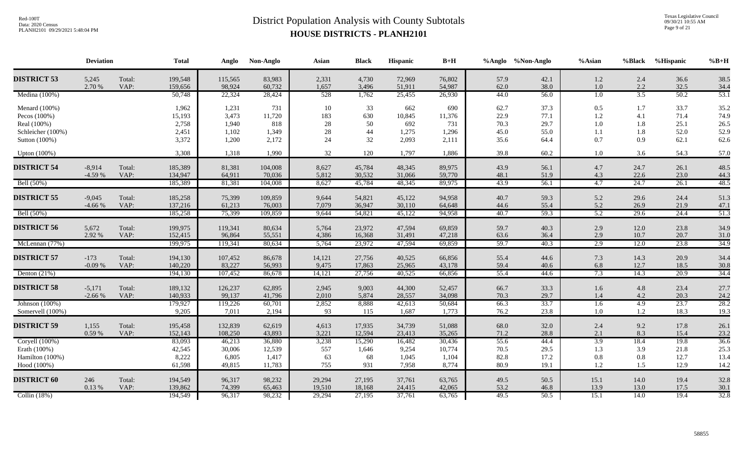# District Population Analysis with County Subtotals

## HOUSE DISTRICTS - PLANH2101

Red-100T
Data: 2020 Census
PLANH2101 09/29/2021 5:48:04 PM

Texas Legislative Council
09/30/21 10:55 AM

| | Deviation | | Total | Anglo | Non-Anglo | Asian | Black | Hispanic | B+H | %Anglo | %Non-Anglo | %Asian | %Black | %Hispanic | %B+H |
|---|---|---|---|---|---|---|---|---|---|---|---|---|---|---|---|
| **DISTRICT 53** | 5,245 | Total: | 199,548 | 115,565 | 83,983 | 2,331 | 4,730 | 72,969 | 76,802 | 57.9 | 42.1 | 1.2 | 2.4 | 36.6 | 38.5 |
| | 2.70 % | VAP: | 159,656 | 98,924 | 60,732 | 1,657 | 3,496 | 51,911 | 54,987 | 62.0 | 38.0 | 1.0 | 2.2 | 32.5 | 34.4 |
| Medina (100%) | | | 50,748 | 22,324 | 28,424 | 528 | 1,762 | 25,455 | 26,930 | 44.0 | 56.0 | 1.0 | 3.5 | 50.2 | 53.1 |
| Menard (100%) | | | 1,962 | 1,231 | 731 | 10 | 33 | 662 | 690 | 62.7 | 37.3 | 0.5 | 1.7 | 33.7 | 35.2 |
| Pecos (100%) | | | 15,193 | 3,473 | 11,720 | 183 | 630 | 10,845 | 11,376 | 22.9 | 77.1 | 1.2 | 4.1 | 71.4 | 74.9 |
| Real (100%) | | | 2,758 | 1,940 | 818 | 28 | 50 | 692 | 731 | 70.3 | 29.7 | 1.0 | 1.8 | 25.1 | 26.5 |
| Schleicher (100%) | | | 2,451 | 1,102 | 1,349 | 28 | 44 | 1,275 | 1,296 | 45.0 | 55.0 | 1.1 | 1.8 | 52.0 | 52.9 |
| Sutton (100%) | | | 3,372 | 1,200 | 2,172 | 24 | 32 | 2,093 | 2,111 | 35.6 | 64.4 | 0.7 | 0.9 | 62.1 | 62.6 |
| Upton (100%) | | | 3,308 | 1,318 | 1,990 | 32 | 120 | 1,797 | 1,886 | 39.8 | 60.2 | 1.0 | 3.6 | 54.3 | 57.0 |
| **DISTRICT 54** | -8,914 | Total: | 185,389 | 81,381 | 104,008 | 8,627 | 45,784 | 48,345 | 89,975 | 43.9 | 56.1 | 4.7 | 24.7 | 26.1 | 48.5 |
| | -4.59 % | VAP: | 134,947 | 64,911 | 70,036 | 5,812 | 30,532 | 31,066 | 59,770 | 48.1 | 51.9 | 4.3 | 22.6 | 23.0 | 44.3 |
| Bell (50%) | | | 185,389 | 81,381 | 104,008 | 8,627 | 45,784 | 48,345 | 89,975 | 43.9 | 56.1 | 4.7 | 24.7 | 26.1 | 48.5 |
| **DISTRICT 55** | -9,045 | Total: | 185,258 | 75,399 | 109,859 | 9,644 | 54,821 | 45,122 | 94,958 | 40.7 | 59.3 | 5.2 | 29.6 | 24.4 | 51.3 |
| | -4.66 % | VAP: | 137,216 | 61,213 | 76,003 | 7,079 | 36,947 | 30,110 | 64,648 | 44.6 | 55.4 | 5.2 | 26.9 | 21.9 | 47.1 |
| Bell (50%) | | | 185,258 | 75,399 | 109,859 | 9,644 | 54,821 | 45,122 | 94,958 | 40.7 | 59.3 | 5.2 | 29.6 | 24.4 | 51.3 |
| **DISTRICT 56** | 5,672 | Total: | 199,975 | 119,341 | 80,634 | 5,764 | 23,972 | 47,594 | 69,859 | 59.7 | 40.3 | 2.9 | 12.0 | 23.8 | 34.9 |
| | 2.92 % | VAP: | 152,415 | 96,864 | 55,551 | 4,386 | 16,368 | 31,491 | 47,218 | 63.6 | 36.4 | 2.9 | 10.7 | 20.7 | 31.0 |
| McLennan (77%) | | | 199,975 | 119,341 | 80,634 | 5,764 | 23,972 | 47,594 | 69,859 | 59.7 | 40.3 | 2.9 | 12.0 | 23.8 | 34.9 |
| **DISTRICT 57** | -173 | Total: | 194,130 | 107,452 | 86,678 | 14,121 | 27,756 | 40,525 | 66,856 | 55.4 | 44.6 | 7.3 | 14.3 | 20.9 | 34.4 |
| | -0.09 % | VAP: | 140,220 | 83,227 | 56,993 | 9,475 | 17,863 | 25,965 | 43,178 | 59.4 | 40.6 | 6.8 | 12.7 | 18.5 | 30.8 |
| Denton (21%) | | | 194,130 | 107,452 | 86,678 | 14,121 | 27,756 | 40,525 | 66,856 | 55.4 | 44.6 | 7.3 | 14.3 | 20.9 | 34.4 |
| **DISTRICT 58** | -5,171 | Total: | 189,132 | 126,237 | 62,895 | 2,945 | 9,003 | 44,300 | 52,457 | 66.7 | 33.3 | 1.6 | 4.8 | 23.4 | 27.7 |
| | -2.66 % | VAP: | 140,933 | 99,137 | 41,796 | 2,010 | 5,874 | 28,557 | 34,098 | 70.3 | 29.7 | 1.4 | 4.2 | 20.3 | 24.2 |
| Johnson (100%) | | | 179,927 | 119,226 | 60,701 | 2,852 | 8,888 | 42,613 | 50,684 | 66.3 | 33.7 | 1.6 | 4.9 | 23.7 | 28.2 |
| Somervell (100%) | | | 9,205 | 7,011 | 2,194 | 93 | 115 | 1,687 | 1,773 | 76.2 | 23.8 | 1.0 | 1.2 | 18.3 | 19.3 |
| **DISTRICT 59** | 1,155 | Total: | 195,458 | 132,839 | 62,619 | 4,613 | 17,935 | 34,739 | 51,088 | 68.0 | 32.0 | 2.4 | 9.2 | 17.8 | 26.1 |
| | 0.59 % | VAP: | 152,143 | 108,250 | 43,893 | 3,221 | 12,594 | 23,413 | 35,265 | 71.2 | 28.8 | 2.1 | 8.3 | 15.4 | 23.2 |
| Coryell (100%) | | | 83,093 | 46,213 | 36,880 | 3,238 | 15,290 | 16,482 | 30,436 | 55.6 | 44.4 | 3.9 | 18.4 | 19.8 | 36.6 |
| Erath (100%) | | | 42,545 | 30,006 | 12,539 | 557 | 1,646 | 9,254 | 10,774 | 70.5 | 29.5 | 1.3 | 3.9 | 21.8 | 25.3 |
| Hamilton (100%) | | | 8,222 | 6,805 | 1,417 | 63 | 68 | 1,045 | 1,104 | 82.8 | 17.2 | 0.8 | 0.8 | 12.7 | 13.4 |
| Hood (100%) | | | 61,598 | 49,815 | 11,783 | 755 | 931 | 7,958 | 8,774 | 80.9 | 19.1 | 1.2 | 1.5 | 12.9 | 14.2 |
| **DISTRICT 60** | 246 | Total: | 194,549 | 96,317 | 98,232 | 29,294 | 27,195 | 37,761 | 63,765 | 49.5 | 50.5 | 15.1 | 14.0 | 19.4 | 32.8 |
| | 0.13 % | VAP: | 139,862 | 74,399 | 65,463 | 19,510 | 18,168 | 24,415 | 42,065 | 53.2 | 46.8 | 13.9 | 13.0 | 17.5 | 30.1 |
| Collin (18%) | | | 194,549 | 96,317 | 98,232 | 29,294 | 27,195 | 37,761 | 63,765 | 49.5 | 50.5 | 15.1 | 14.0 | 19.4 | 32.8 |

58855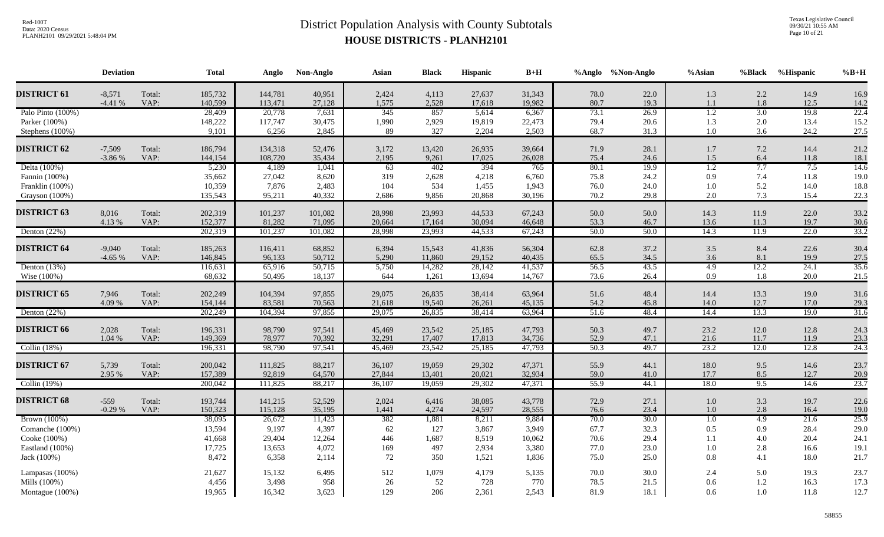# District Population Analysis with County Subtotals

## HOUSE DISTRICTS - PLANH2101

| | Deviation | | Total | Anglo | Non-Anglo | Asian | Black | Hispanic | B+H | %Anglo | %Non-Anglo | %Asian | %Black | %Hispanic | %B+H |
|---|---|---|---|---|---|---|---|---|---|---|---|---|---|---|---|
| **DISTRICT 61** | -8,571 | Total: | 185,732 | 144,781 | 40,951 | 2,424 | 4,113 | 27,637 | 31,343 | 78.0 | 22.0 | 1.3 | 2.2 | 14.9 | 16.9 |
| | -4.41 % | VAP: | 140,599 | 113,471 | 27,128 | 1,575 | 2,528 | 17,618 | 19,982 | 80.7 | 19.3 | 1.1 | 1.8 | 12.5 | 14.2 |
| Palo Pinto (100%) | | | 28,409 | 20,778 | 7,631 | 345 | 857 | 5,614 | 6,367 | 73.1 | 26.9 | 1.2 | 3.0 | 19.8 | 22.4 |
| Parker (100%) | | | 148,222 | 117,747 | 30,475 | 1,990 | 2,929 | 19,819 | 22,473 | 79.4 | 20.6 | 1.3 | 2.0 | 13.4 | 15.2 |
| Stephens (100%) | | | 9,101 | 6,256 | 2,845 | 89 | 327 | 2,204 | 2,503 | 68.7 | 31.3 | 1.0 | 3.6 | 24.2 | 27.5 |
| **DISTRICT 62** | -7,509 | Total: | 186,794 | 134,318 | 52,476 | 3,172 | 13,420 | 26,935 | 39,664 | 71.9 | 28.1 | 1.7 | 7.2 | 14.4 | 21.2 |
| | -3.86 % | VAP: | 144,154 | 108,720 | 35,434 | 2,195 | 9,261 | 17,025 | 26,028 | 75.4 | 24.6 | 1.5 | 6.4 | 11.8 | 18.1 |
| Delta (100%) | | | 5,230 | 4,189 | 1,041 | 63 | 402 | 394 | 765 | 80.1 | 19.9 | 1.2 | 7.7 | 7.5 | 14.6 |
| Fannin (100%) | | | 35,662 | 27,042 | 8,620 | 319 | 2,628 | 4,218 | 6,760 | 75.8 | 24.2 | 0.9 | 7.4 | 11.8 | 19.0 |
| Franklin (100%) | | | 10,359 | 7,876 | 2,483 | 104 | 534 | 1,455 | 1,943 | 76.0 | 24.0 | 1.0 | 5.2 | 14.0 | 18.8 |
| Grayson (100%) | | | 135,543 | 95,211 | 40,332 | 2,686 | 9,856 | 20,868 | 30,196 | 70.2 | 29.8 | 2.0 | 7.3 | 15.4 | 22.3 |
| **DISTRICT 63** | 8,016 | Total: | 202,319 | 101,237 | 101,082 | 28,998 | 23,993 | 44,533 | 67,243 | 50.0 | 50.0 | 14.3 | 11.9 | 22.0 | 33.2 |
| | 4.13 % | VAP: | 152,377 | 81,282 | 71,095 | 20,664 | 17,164 | 30,094 | 46,648 | 53.3 | 46.7 | 13.6 | 11.3 | 19.7 | 30.6 |
| Denton (22%) | | | 202,319 | 101,237 | 101,082 | 28,998 | 23,993 | 44,533 | 67,243 | 50.0 | 50.0 | 14.3 | 11.9 | 22.0 | 33.2 |
| **DISTRICT 64** | -9,040 | Total: | 185,263 | 116,411 | 68,852 | 6,394 | 15,543 | 41,836 | 56,304 | 62.8 | 37.2 | 3.5 | 8.4 | 22.6 | 30.4 |
| | -4.65 % | VAP: | 146,845 | 96,133 | 50,712 | 5,290 | 11,860 | 29,152 | 40,435 | 65.5 | 34.5 | 3.6 | 8.1 | 19.9 | 27.5 |
| Denton (13%) | | | 116,631 | 65,916 | 50,715 | 5,750 | 14,282 | 28,142 | 41,537 | 56.5 | 43.5 | 4.9 | 12.2 | 24.1 | 35.6 |
| Wise (100%) | | | 68,632 | 50,495 | 18,137 | 644 | 1,261 | 13,694 | 14,767 | 73.6 | 26.4 | 0.9 | 1.8 | 20.0 | 21.5 |
| **DISTRICT 65** | 7,946 | Total: | 202,249 | 104,394 | 97,855 | 29,075 | 26,835 | 38,414 | 63,964 | 51.6 | 48.4 | 14.4 | 13.3 | 19.0 | 31.6 |
| | 4.09 % | VAP: | 154,144 | 83,581 | 70,563 | 21,618 | 19,540 | 26,261 | 45,135 | 54.2 | 45.8 | 14.0 | 12.7 | 17.0 | 29.3 |
| Denton (22%) | | | 202,249 | 104,394 | 97,855 | 29,075 | 26,835 | 38,414 | 63,964 | 51.6 | 48.4 | 14.4 | 13.3 | 19.0 | 31.6 |
| **DISTRICT 66** | 2,028 | Total: | 196,331 | 98,790 | 97,541 | 45,469 | 23,542 | 25,185 | 47,793 | 50.3 | 49.7 | 23.2 | 12.0 | 12.8 | 24.3 |
| | 1.04 % | VAP: | 149,369 | 78,977 | 70,392 | 32,291 | 17,407 | 17,813 | 34,736 | 52.9 | 47.1 | 21.6 | 11.7 | 11.9 | 23.3 |
| Collin (18%) | | | 196,331 | 98,790 | 97,541 | 45,469 | 23,542 | 25,185 | 47,793 | 50.3 | 49.7 | 23.2 | 12.0 | 12.8 | 24.3 |
| **DISTRICT 67** | 5,739 | Total: | 200,042 | 111,825 | 88,217 | 36,107 | 19,059 | 29,302 | 47,371 | 55.9 | 44.1 | 18.0 | 9.5 | 14.6 | 23.7 |
| | 2.95 % | VAP: | 157,389 | 92,819 | 64,570 | 27,844 | 13,401 | 20,021 | 32,934 | 59.0 | 41.0 | 17.7 | 8.5 | 12.7 | 20.9 |
| Collin (19%) | | | 200,042 | 111,825 | 88,217 | 36,107 | 19,059 | 29,302 | 47,371 | 55.9 | 44.1 | 18.0 | 9.5 | 14.6 | 23.7 |
| **DISTRICT 68** | -559 | Total: | 193,744 | 141,215 | 52,529 | 2,024 | 6,416 | 38,085 | 43,778 | 72.9 | 27.1 | 1.0 | 3.3 | 19.7 | 22.6 |
| | -0.29 % | VAP: | 150,323 | 115,128 | 35,195 | 1,441 | 4,274 | 24,597 | 28,555 | 76.6 | 23.4 | 1.0 | 2.8 | 16.4 | 19.0 |
| Brown (100%) | | | 38,095 | 26,672 | 11,423 | 382 | 1,881 | 8,211 | 9,884 | 70.0 | 30.0 | 1.0 | 4.9 | 21.6 | 25.9 |
| Comanche (100%) | | | 13,594 | 9,197 | 4,397 | 62 | 127 | 3,867 | 3,949 | 67.7 | 32.3 | 0.5 | 0.9 | 28.4 | 29.0 |
| Cooke (100%) | | | 41,668 | 29,404 | 12,264 | 446 | 1,687 | 8,519 | 10,062 | 70.6 | 29.4 | 1.1 | 4.0 | 20.4 | 24.1 |
| Eastland (100%) | | | 17,725 | 13,653 | 4,072 | 169 | 497 | 2,934 | 3,380 | 77.0 | 23.0 | 1.0 | 2.8 | 16.6 | 19.1 |
| Jack (100%) | | | 8,472 | 6,358 | 2,114 | 72 | 350 | 1,521 | 1,836 | 75.0 | 25.0 | 0.8 | 4.1 | 18.0 | 21.7 |
| Lampasas (100%) | | | 21,627 | 15,132 | 6,495 | 512 | 1,079 | 4,179 | 5,135 | 70.0 | 30.0 | 2.4 | 5.0 | 19.3 | 23.7 |
| Mills (100%) | | | 4,456 | 3,498 | 958 | 26 | 52 | 728 | 770 | 78.5 | 21.5 | 0.6 | 1.2 | 16.3 | 17.3 |
| Montague (100%) | | | 19,965 | 16,342 | 3,623 | 129 | 206 | 2,361 | 2,543 | 81.9 | 18.1 | 0.6 | 1.0 | 11.8 | 12.7 |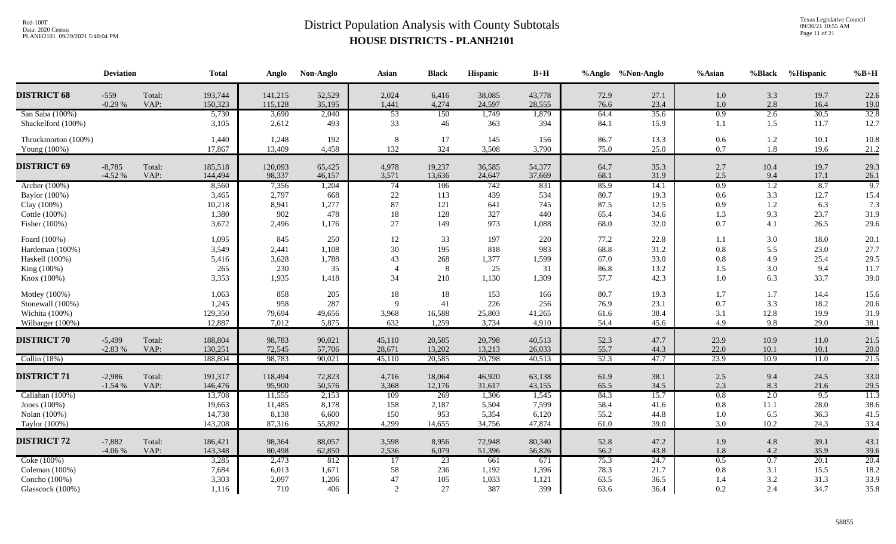# District Population Analysis with County Subtotals

## HOUSE DISTRICTS - PLANH2101

Red-100T
Data: 2020 Census
PLANH2101 09/29/2021 5:48:04 PM

Texas Legislative Council
09/30/21 10:55 AM

| | Deviation | | Total | Anglo | Non-Anglo | Asian | Black | Hispanic | B+H | %Anglo | %Non-Anglo | %Asian | %Black | %Hispanic | %B+H |
|---|---|---|---|---|---|---|---|---|---|---|---|---|---|---|---|
| **DISTRICT 68** | -559 | Total: | 193,744 | 141,215 | 52,529 | 2,024 | 6,416 | 38,085 | 43,778 | 72.9 | 27.1 | 1.0 | 3.3 | 19.7 | 22.6 |
| | -0.29 % | VAP: | 150,323 | 115,128 | 35,195 | 1,441 | 4,274 | 24,597 | 28,555 | 76.6 | 23.4 | 1.0 | 2.8 | 16.4 | 19.0 |
| San Saba (100%) | | | 5,730 | 3,690 | 2,040 | 53 | 150 | 1,749 | 1,879 | 64.4 | 35.6 | 0.9 | 2.6 | 30.5 | 32.8 |
| Shackelford (100%) | | | 3,105 | 2,612 | 493 | 33 | 46 | 363 | 394 | 84.1 | 15.9 | 1.1 | 1.5 | 11.7 | 12.7 |
| Throckmorton (100%) | | | 1,440 | 1,248 | 192 | 8 | 17 | 145 | 156 | 86.7 | 13.3 | 0.6 | 1.2 | 10.1 | 10.8 |
| Young (100%) | | | 17,867 | 13,409 | 4,458 | 132 | 324 | 3,508 | 3,790 | 75.0 | 25.0 | 0.7 | 1.8 | 19.6 | 21.2 |
| **DISTRICT 69** | -8,785 | Total: | 185,518 | 120,093 | 65,425 | 4,978 | 19,237 | 36,585 | 54,377 | 64.7 | 35.3 | 2.7 | 10.4 | 19.7 | 29.3 |
| | -4.52 % | VAP: | 144,494 | 98,337 | 46,157 | 3,571 | 13,636 | 24,647 | 37,669 | 68.1 | 31.9 | 2.5 | 9.4 | 17.1 | 26.1 |
| Archer (100%) | | | 8,560 | 7,356 | 1,204 | 74 | 106 | 742 | 831 | 85.9 | 14.1 | 0.9 | 1.2 | 8.7 | 9.7 |
| Baylor (100%) | | | 3,465 | 2,797 | 668 | 22 | 113 | 439 | 534 | 80.7 | 19.3 | 0.6 | 3.3 | 12.7 | 15.4 |
| Clay (100%) | | | 10,218 | 8,941 | 1,277 | 87 | 121 | 641 | 745 | 87.5 | 12.5 | 0.9 | 1.2 | 6.3 | 7.3 |
| Cottle (100%) | | | 1,380 | 902 | 478 | 18 | 128 | 327 | 440 | 65.4 | 34.6 | 1.3 | 9.3 | 23.7 | 31.9 |
| Fisher (100%) | | | 3,672 | 2,496 | 1,176 | 27 | 149 | 973 | 1,088 | 68.0 | 32.0 | 0.7 | 4.1 | 26.5 | 29.6 |
| Foard (100%) | | | 1,095 | 845 | 250 | 12 | 33 | 197 | 220 | 77.2 | 22.8 | 1.1 | 3.0 | 18.0 | 20.1 |
| Hardeman (100%) | | | 3,549 | 2,441 | 1,108 | 30 | 195 | 818 | 983 | 68.8 | 31.2 | 0.8 | 5.5 | 23.0 | 27.7 |
| Haskell (100%) | | | 5,416 | 3,628 | 1,788 | 43 | 268 | 1,377 | 1,599 | 67.0 | 33.0 | 0.8 | 4.9 | 25.4 | 29.5 |
| King (100%) | | | 265 | 230 | 35 | 4 | 8 | 25 | 31 | 86.8 | 13.2 | 1.5 | 3.0 | 9.4 | 11.7 |
| Knox (100%) | | | 3,353 | 1,935 | 1,418 | 34 | 210 | 1,130 | 1,309 | 57.7 | 42.3 | 1.0 | 6.3 | 33.7 | 39.0 |
| Motley (100%) | | | 1,063 | 858 | 205 | 18 | 18 | 153 | 166 | 80.7 | 19.3 | 1.7 | 1.7 | 14.4 | 15.6 |
| Stonewall (100%) | | | 1,245 | 958 | 287 | 9 | 41 | 226 | 256 | 76.9 | 23.1 | 0.7 | 3.3 | 18.2 | 20.6 |
| Wichita (100%) | | | 129,350 | 79,694 | 49,656 | 3,968 | 16,588 | 25,803 | 41,265 | 61.6 | 38.4 | 3.1 | 12.8 | 19.9 | 31.9 |
| Wilbarger (100%) | | | 12,887 | 7,012 | 5,875 | 632 | 1,259 | 3,734 | 4,910 | 54.4 | 45.6 | 4.9 | 9.8 | 29.0 | 38.1 |
| **DISTRICT 70** | -5,499 | Total: | 188,804 | 98,783 | 90,021 | 45,110 | 20,585 | 20,798 | 40,513 | 52.3 | 47.7 | 23.9 | 10.9 | 11.0 | 21.5 |
| | -2.83 % | VAP: | 130,251 | 72,545 | 57,706 | 28,671 | 13,202 | 13,213 | 26,033 | 55.7 | 44.3 | 22.0 | 10.1 | 10.1 | 20.0 |
| Collin (18%) | | | 188,804 | 98,783 | 90,021 | 45,110 | 20,585 | 20,798 | 40,513 | 52.3 | 47.7 | 23.9 | 10.9 | 11.0 | 21.5 |
| **DISTRICT 71** | -2,986 | Total: | 191,317 | 118,494 | 72,823 | 4,716 | 18,064 | 46,920 | 63,138 | 61.9 | 38.1 | 2.5 | 9.4 | 24.5 | 33.0 |
| | -1.54 % | VAP: | 146,476 | 95,900 | 50,576 | 3,368 | 12,176 | 31,617 | 43,155 | 65.5 | 34.5 | 2.3 | 8.3 | 21.6 | 29.5 |
| Callahan (100%) | | | 13,708 | 11,555 | 2,153 | 109 | 269 | 1,306 | 1,545 | 84.3 | 15.7 | 0.8 | 2.0 | 9.5 | 11.3 |
| Jones (100%) | | | 19,663 | 11,485 | 8,178 | 158 | 2,187 | 5,504 | 7,599 | 58.4 | 41.6 | 0.8 | 11.1 | 28.0 | 38.6 |
| Nolan (100%) | | | 14,738 | 8,138 | 6,600 | 150 | 953 | 5,354 | 6,120 | 55.2 | 44.8 | 1.0 | 6.5 | 36.3 | 41.5 |
| Taylor (100%) | | | 143,208 | 87,316 | 55,892 | 4,299 | 14,655 | 34,756 | 47,874 | 61.0 | 39.0 | 3.0 | 10.2 | 24.3 | 33.4 |
| **DISTRICT 72** | -7,882 | Total: | 186,421 | 98,364 | 88,057 | 3,598 | 8,956 | 72,948 | 80,340 | 52.8 | 47.2 | 1.9 | 4.8 | 39.1 | 43.1 |
| | -4.06 % | VAP: | 143,348 | 80,498 | 62,850 | 2,536 | 6,079 | 51,396 | 56,826 | 56.2 | 43.8 | 1.8 | 4.2 | 35.9 | 39.6 |
| Coke (100%) | | | 3,285 | 2,473 | 812 | 17 | 23 | 661 | 671 | 75.3 | 24.7 | 0.5 | 0.7 | 20.1 | 20.4 |
| Coleman (100%) | | | 7,684 | 6,013 | 1,671 | 58 | 236 | 1,192 | 1,396 | 78.3 | 21.7 | 0.8 | 3.1 | 15.5 | 18.2 |
| Concho (100%) | | | 3,303 | 2,097 | 1,206 | 47 | 105 | 1,033 | 1,121 | 63.5 | 36.5 | 1.4 | 3.2 | 31.3 | 33.9 |
| Glasscock (100%) | | | 1,116 | 710 | 406 | 2 | 27 | 387 | 399 | 63.6 | 36.4 | 0.2 | 2.4 | 34.7 | 35.8 |

58855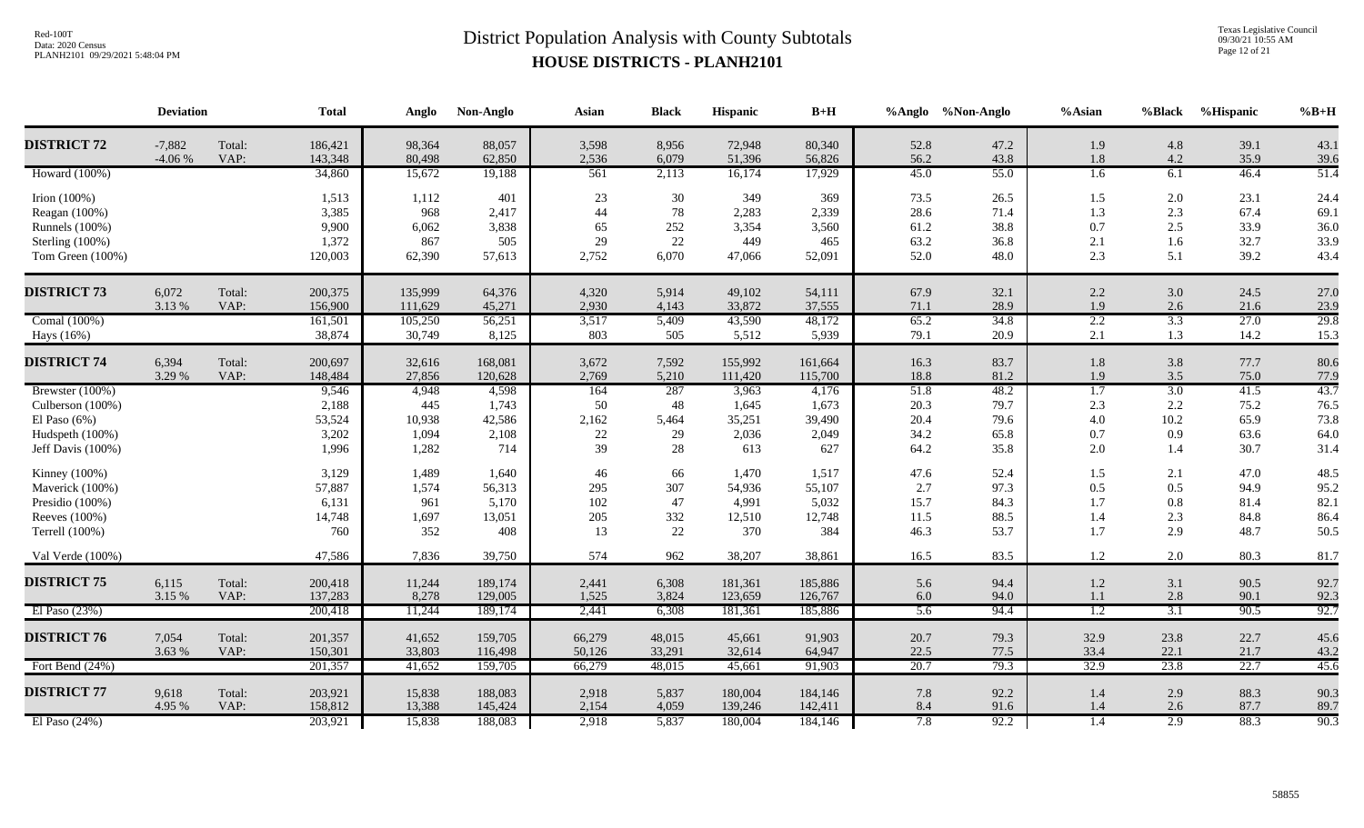# District Population Analysis with County Subtotals
## HOUSE DISTRICTS - PLANH2101

Red-100T
Data: 2020 Census
PLANH2101 09/29/2021 5:48:04 PM

Texas Legislative Council
09/30/21 10:55 AM

| | Deviation | | Total | Anglo | Non-Anglo | Asian | Black | Hispanic | B+H | %Anglo | %Non-Anglo | %Asian | %Black | %Hispanic | %B+H |
|---|---|---|---|---|---|---|---|---|---|---|---|---|---|---|---|
| **DISTRICT 72** | -7,882 | Total: | 186,421 | 98,364 | 88,057 | 3,598 | 8,956 | 72,948 | 80,340 | 52.8 | 47.2 | 1.9 | 4.8 | 39.1 | 43.1 |
| | -4.06 % | VAP: | 143,348 | 80,498 | 62,850 | 2,536 | 6,079 | 51,396 | 56,826 | 56.2 | 43.8 | 1.8 | 4.2 | 35.9 | 39.6 |
| Howard (100%) | | | 34,860 | 15,672 | 19,188 | 561 | 2,113 | 16,174 | 17,929 | 45.0 | 55.0 | 1.6 | 6.1 | 46.4 | 51.4 |
| Irion (100%) | | | 1,513 | 1,112 | 401 | 23 | 30 | 349 | 369 | 73.5 | 26.5 | 1.5 | 2.0 | 23.1 | 24.4 |
| Reagan (100%) | | | 3,385 | 968 | 2,417 | 44 | 78 | 2,283 | 2,339 | 28.6 | 71.4 | 1.3 | 2.3 | 67.4 | 69.1 |
| Runnels (100%) | | | 9,900 | 6,062 | 3,838 | 65 | 252 | 3,354 | 3,560 | 61.2 | 38.8 | 0.7 | 2.5 | 33.9 | 36.0 |
| Sterling (100%) | | | 1,372 | 867 | 505 | 29 | 22 | 449 | 465 | 63.2 | 36.8 | 2.1 | 1.6 | 32.7 | 33.9 |
| Tom Green (100%) | | | 120,003 | 62,390 | 57,613 | 2,752 | 6,070 | 47,066 | 52,091 | 52.0 | 48.0 | 2.3 | 5.1 | 39.2 | 43.4 |
| **DISTRICT 73** | 6,072 | Total: | 200,375 | 135,999 | 64,376 | 4,320 | 5,914 | 49,102 | 54,111 | 67.9 | 32.1 | 2.2 | 3.0 | 24.5 | 27.0 |
| | 3.13 % | VAP: | 156,900 | 111,629 | 45,271 | 2,930 | 4,143 | 33,872 | 37,555 | 71.1 | 28.9 | 1.9 | 2.6 | 21.6 | 23.9 |
| Comal (100%) | | | 161,501 | 105,250 | 56,251 | 3,517 | 5,409 | 43,590 | 48,172 | 65.2 | 34.8 | 2.2 | 3.3 | 27.0 | 29.8 |
| Hays (16%) | | | 38,874 | 30,749 | 8,125 | 803 | 505 | 5,512 | 5,939 | 79.1 | 20.9 | 2.1 | 1.3 | 14.2 | 15.3 |
| **DISTRICT 74** | 6,394 | Total: | 200,697 | 32,616 | 168,081 | 3,672 | 7,592 | 155,992 | 161,664 | 16.3 | 83.7 | 1.8 | 3.8 | 77.7 | 80.6 |
| | 3.29 % | VAP: | 148,484 | 27,856 | 120,628 | 2,769 | 5,210 | 111,420 | 115,700 | 18.8 | 81.2 | 1.9 | 3.5 | 75.0 | 77.9 |
| Brewster (100%) | | | 9,546 | 4,948 | 4,598 | 164 | 287 | 3,963 | 4,176 | 51.8 | 48.2 | 1.7 | 3.0 | 41.5 | 43.7 |
| Culberson (100%) | | | 2,188 | 445 | 1,743 | 50 | 48 | 1,645 | 1,673 | 20.3 | 79.7 | 2.3 | 2.2 | 75.2 | 76.5 |
| El Paso (6%) | | | 53,524 | 10,938 | 42,586 | 2,162 | 5,464 | 35,251 | 39,490 | 20.4 | 79.6 | 4.0 | 10.2 | 65.9 | 73.8 |
| Hudspeth (100%) | | | 3,202 | 1,094 | 2,108 | 22 | 29 | 2,036 | 2,049 | 34.2 | 65.8 | 0.7 | 0.9 | 63.6 | 64.0 |
| Jeff Davis (100%) | | | 1,996 | 1,282 | 714 | 39 | 28 | 613 | 627 | 64.2 | 35.8 | 2.0 | 1.4 | 30.7 | 31.4 |
| Kinney (100%) | | | 3,129 | 1,489 | 1,640 | 46 | 66 | 1,470 | 1,517 | 47.6 | 52.4 | 1.5 | 2.1 | 47.0 | 48.5 |
| Maverick (100%) | | | 57,887 | 1,574 | 56,313 | 295 | 307 | 54,936 | 55,107 | 2.7 | 97.3 | 0.5 | 0.5 | 94.9 | 95.2 |
| Presidio (100%) | | | 6,131 | 961 | 5,170 | 102 | 47 | 4,991 | 5,032 | 15.7 | 84.3 | 1.7 | 0.8 | 81.4 | 82.1 |
| Reeves (100%) | | | 14,748 | 1,697 | 13,051 | 205 | 332 | 12,510 | 12,748 | 11.5 | 88.5 | 1.4 | 2.3 | 84.8 | 86.4 |
| Terrell (100%) | | | 760 | 352 | 408 | 13 | 22 | 370 | 384 | 46.3 | 53.7 | 1.7 | 2.9 | 48.7 | 50.5 |
| Val Verde (100%) | | | 47,586 | 7,836 | 39,750 | 574 | 962 | 38,207 | 38,861 | 16.5 | 83.5 | 1.2 | 2.0 | 80.3 | 81.7 |
| **DISTRICT 75** | 6,115 | Total: | 200,418 | 11,244 | 189,174 | 2,441 | 6,308 | 181,361 | 185,886 | 5.6 | 94.4 | 1.2 | 3.1 | 90.5 | 92.7 |
| | 3.15 % | VAP: | 137,283 | 8,278 | 129,005 | 1,525 | 3,824 | 123,659 | 126,767 | 6.0 | 94.0 | 1.1 | 2.8 | 90.1 | 92.3 |
| El Paso (23%) | | | 200,418 | 11,244 | 189,174 | 2,441 | 6,308 | 181,361 | 185,886 | 5.6 | 94.4 | 1.2 | 3.1 | 90.5 | 92.7 |
| **DISTRICT 76** | 7,054 | Total: | 201,357 | 41,652 | 159,705 | 66,279 | 48,015 | 45,661 | 91,903 | 20.7 | 79.3 | 32.9 | 23.8 | 22.7 | 45.6 |
| | 3.63 % | VAP: | 150,301 | 33,803 | 116,498 | 50,126 | 33,291 | 32,614 | 64,947 | 22.5 | 77.5 | 33.4 | 22.1 | 21.7 | 43.2 |
| Fort Bend (24%) | | | 201,357 | 41,652 | 159,705 | 66,279 | 48,015 | 45,661 | 91,903 | 20.7 | 79.3 | 32.9 | 23.8 | 22.7 | 45.6 |
| **DISTRICT 77** | 9,618 | Total: | 203,921 | 15,838 | 188,083 | 2,918 | 5,837 | 180,004 | 184,146 | 7.8 | 92.2 | 1.4 | 2.9 | 88.3 | 90.3 |
| | 4.95 % | VAP: | 158,812 | 13,388 | 145,424 | 2,154 | 4,059 | 139,246 | 142,411 | 8.4 | 91.6 | 1.4 | 2.6 | 87.7 | 89.7 |
| El Paso (24%) | | | 203,921 | 15,838 | 188,083 | 2,918 | 5,837 | 180,004 | 184,146 | 7.8 | 92.2 | 1.4 | 2.9 | 88.3 | 90.3 |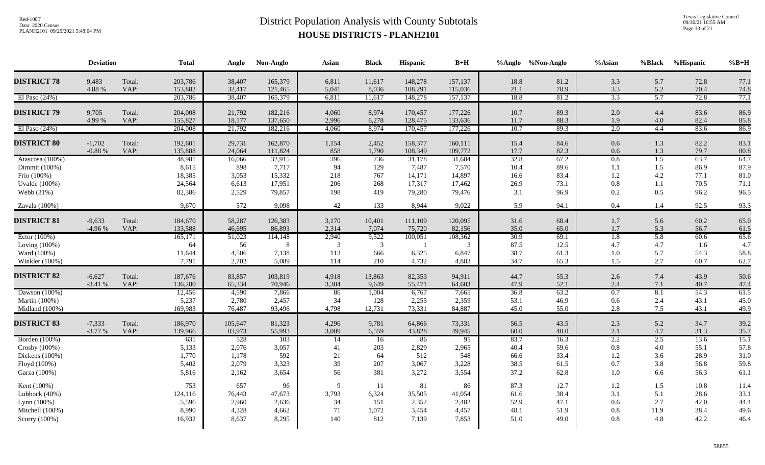# District Population Analysis with County Subtotals

## HOUSE DISTRICTS - PLANH2101

| | Deviation | | Total | Anglo | Non-Anglo | Asian | Black | Hispanic | B+H | %Anglo | %Non-Anglo | %Asian | %Black | %Hispanic | %B+H |
|---|---|---|---|---|---|---|---|---|---|---|---|---|---|---|---|
| **DISTRICT 78** | 9,483 | Total: | 203,786 | 38,407 | 165,379 | 6,811 | 11,617 | 148,278 | 157,137 | 18.8 | 81.2 | 3.3 | 5.7 | 72.8 | 77.1 |
| | 4.88 % | VAP: | 153,882 | 32,417 | 121,465 | 5,041 | 8,036 | 108,291 | 115,036 | 21.1 | 78.9 | 3.3 | 5.2 | 70.4 | 74.8 |
| El Paso (24%) | | | 203,786 | 38,407 | 165,379 | 6,811 | 11,617 | 148,278 | 157,137 | 18.8 | 81.2 | 3.3 | 5.7 | 72.8 | 77.1 |
| **DISTRICT 79** | 9,705 | Total: | 204,008 | 21,792 | 182,216 | 4,060 | 8,974 | 170,457 | 177,226 | 10.7 | 89.3 | 2.0 | 4.4 | 83.6 | 86.9 |
| | 4.99 % | VAP: | 155,827 | 18,177 | 137,650 | 2,996 | 6,278 | 128,475 | 133,636 | 11.7 | 88.3 | 1.9 | 4.0 | 82.4 | 85.8 |
| El Paso (24%) | | | 204,008 | 21,792 | 182,216 | 4,060 | 8,974 | 170,457 | 177,226 | 10.7 | 89.3 | 2.0 | 4.4 | 83.6 | 86.9 |
| **DISTRICT 80** | -1,702 | Total: | 192,601 | 29,731 | 162,870 | 1,154 | 2,452 | 158,377 | 160,111 | 15.4 | 84.6 | 0.6 | 1.3 | 82.2 | 83.1 |
| | -0.88 % | VAP: | 135,888 | 24,064 | 111,824 | 858 | 1,790 | 108,349 | 109,772 | 17.7 | 82.3 | 0.6 | 1.3 | 79.7 | 80.8 |
| Atascosa (100%) | | | 48,981 | 16,066 | 32,915 | 396 | 736 | 31,178 | 31,684 | 32.8 | 67.2 | 0.8 | 1.5 | 63.7 | 64.7 |
| Dimmit (100%) | | | 8,615 | 898 | 7,717 | 94 | 129 | 7,487 | 7,570 | 10.4 | 89.6 | 1.1 | 1.5 | 86.9 | 87.9 |
| Frio (100%) | | | 18,385 | 3,053 | 15,332 | 218 | 767 | 14,171 | 14,897 | 16.6 | 83.4 | 1.2 | 4.2 | 77.1 | 81.0 |
| Uvalde (100%) | | | 24,564 | 6,613 | 17,951 | 206 | 268 | 17,317 | 17,462 | 26.9 | 73.1 | 0.8 | 1.1 | 70.5 | 71.1 |
| Webb (31%) | | | 82,386 | 2,529 | 79,857 | 198 | 419 | 79,280 | 79,476 | 3.1 | 96.9 | 0.2 | 0.5 | 96.2 | 96.5 |
| Zavala (100%) | | | 9,670 | 572 | 9,098 | 42 | 133 | 8,944 | 9,022 | 5.9 | 94.1 | 0.4 | 1.4 | 92.5 | 93.3 |
| **DISTRICT 81** | -9,633 | Total: | 184,670 | 58,287 | 126,383 | 3,170 | 10,401 | 111,109 | 120,095 | 31.6 | 68.4 | 1.7 | 5.6 | 60.2 | 65.0 |
| | -4.96 % | VAP: | 133,588 | 46,695 | 86,893 | 2,314 | 7,074 | 75,720 | 82,156 | 35.0 | 65.0 | 1.7 | 5.3 | 56.7 | 61.5 |
| Ector (100%) | | | 165,171 | 51,023 | 114,148 | 2,940 | 9,522 | 100,051 | 108,362 | 30.9 | 69.1 | 1.8 | 5.8 | 60.6 | 65.6 |
| Loving (100%) | | | 64 | 56 | 8 | 3 | 3 | 1 | 3 | 87.5 | 12.5 | 4.7 | 4.7 | 1.6 | 4.7 |
| Ward (100%) | | | 11,644 | 4,506 | 7,138 | 113 | 666 | 6,325 | 6,847 | 38.7 | 61.3 | 1.0 | 5.7 | 54.3 | 58.8 |
| Winkler (100%) | | | 7,791 | 2,702 | 5,089 | 114 | 210 | 4,732 | 4,883 | 34.7 | 65.3 | 1.5 | 2.7 | 60.7 | 62.7 |
| **DISTRICT 82** | -6,627 | Total: | 187,676 | 83,857 | 103,819 | 4,918 | 13,863 | 82,353 | 94,911 | 44.7 | 55.3 | 2.6 | 7.4 | 43.9 | 50.6 |
| | -3.41 % | VAP: | 136,280 | 65,334 | 70,946 | 3,304 | 9,649 | 55,471 | 64,603 | 47.9 | 52.1 | 2.4 | 7.1 | 40.7 | 47.4 |
| Dawson (100%) | | | 12,456 | 4,590 | 7,866 | 86 | 1,004 | 6,767 | 7,665 | 36.8 | 63.2 | 0.7 | 8.1 | 54.3 | 61.5 |
| Martin (100%) | | | 5,237 | 2,780 | 2,457 | 34 | 128 | 2,255 | 2,359 | 53.1 | 46.9 | 0.6 | 2.4 | 43.1 | 45.0 |
| Midland (100%) | | | 169,983 | 76,487 | 93,496 | 4,798 | 12,731 | 73,331 | 84,887 | 45.0 | 55.0 | 2.8 | 7.5 | 43.1 | 49.9 |
| **DISTRICT 83** | -7,333 | Total: | 186,970 | 105,647 | 81,323 | 4,296 | 9,781 | 64,866 | 73,331 | 56.5 | 43.5 | 2.3 | 5.2 | 34.7 | 39.2 |
| | -3.77 % | VAP: | 139,966 | 83,973 | 55,993 | 3,009 | 6,559 | 43,828 | 49,945 | 60.0 | 40.0 | 2.1 | 4.7 | 31.3 | 35.7 |
| Borden (100%) | | | 631 | 528 | 103 | 14 | 16 | 86 | 95 | 83.7 | 16.3 | 2.2 | 2.5 | 13.6 | 15.1 |
| Crosby (100%) | | | 5,133 | 2,076 | 3,057 | 41 | 203 | 2,829 | 2,965 | 40.4 | 59.6 | 0.8 | 4.0 | 55.1 | 57.8 |
| Dickens (100%) | | | 1,770 | 1,178 | 592 | 21 | 64 | 512 | 548 | 66.6 | 33.4 | 1.2 | 3.6 | 28.9 | 31.0 |
| Floyd (100%) | | | 5,402 | 2,079 | 3,323 | 39 | 207 | 3,067 | 3,228 | 38.5 | 61.5 | 0.7 | 3.8 | 56.8 | 59.8 |
| Garza (100%) | | | 5,816 | 2,162 | 3,654 | 56 | 381 | 3,272 | 3,554 | 37.2 | 62.8 | 1.0 | 6.6 | 56.3 | 61.1 |
| Kent (100%) | | | 753 | 657 | 96 | 9 | 11 | 81 | 86 | 87.3 | 12.7 | 1.2 | 1.5 | 10.8 | 11.4 |
| Lubbock (40%) | | | 124,116 | 76,443 | 47,673 | 3,793 | 6,324 | 35,505 | 41,054 | 61.6 | 38.4 | 3.1 | 5.1 | 28.6 | 33.1 |
| Lynn (100%) | | | 5,596 | 2,960 | 2,636 | 34 | 151 | 2,352 | 2,482 | 52.9 | 47.1 | 0.6 | 2.7 | 42.0 | 44.4 |
| Mitchell (100%) | | | 8,990 | 4,328 | 4,662 | 71 | 1,072 | 3,454 | 4,457 | 48.1 | 51.9 | 0.8 | 11.9 | 38.4 | 49.6 |
| Scurry (100%) | | | 16,932 | 8,637 | 8,295 | 140 | 812 | 7,139 | 7,853 | 51.0 | 49.0 | 0.8 | 4.8 | 42.2 | 46.4 |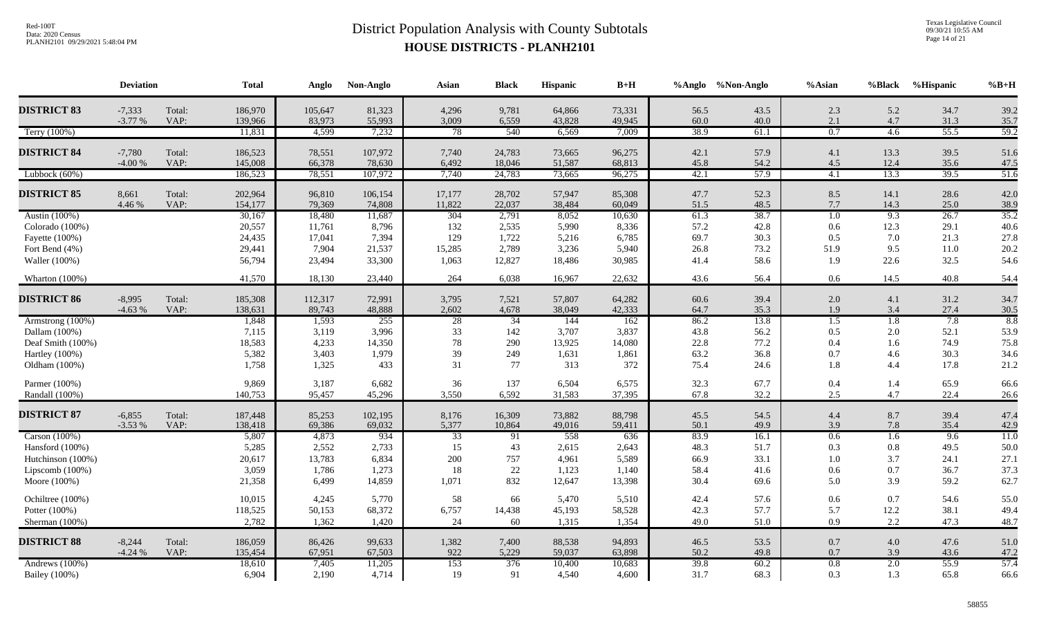# District Population Analysis with County Subtotals

## HOUSE DISTRICTS - PLANH2101

Red-100T
Data: 2020 Census
PLANH2101 09/29/2021 5:48:04 PM

Texas Legislative Council
09/30/21 10:55 AM

| | Deviation | | Total | Anglo | Non-Anglo | Asian | Black | Hispanic | B+H | %Anglo | %Non-Anglo | %Asian | %Black | %Hispanic | %B+H |
|---|---|---|---|---|---|---|---|---|---|---|---|---|---|---|---|
| **DISTRICT 83** | -7,333 | Total: | 186,970 | 105,647 | 81,323 | 4,296 | 9,781 | 64,866 | 73,331 | 56.5 | 43.5 | 2.3 | 5.2 | 34.7 | 39.2 |
| | -3.77 % | VAP: | 139,966 | 83,973 | 55,993 | 3,009 | 6,559 | 43,828 | 49,945 | 60.0 | 40.0 | 2.1 | 4.7 | 31.3 | 35.7 |
| Terry (100%) | | | 11,831 | 4,599 | 7,232 | 78 | 540 | 6,569 | 7,009 | 38.9 | 61.1 | 0.7 | 4.6 | 55.5 | 59.2 |
| **DISTRICT 84** | -7,780 | Total: | 186,523 | 78,551 | 107,972 | 7,740 | 24,783 | 73,665 | 96,275 | 42.1 | 57.9 | 4.1 | 13.3 | 39.5 | 51.6 |
| | -4.00 % | VAP: | 145,008 | 66,378 | 78,630 | 6,492 | 18,046 | 51,587 | 68,813 | 45.8 | 54.2 | 4.5 | 12.4 | 35.6 | 47.5 |
| Lubbock (60%) | | | 186,523 | 78,551 | 107,972 | 7,740 | 24,783 | 73,665 | 96,275 | 42.1 | 57.9 | 4.1 | 13.3 | 39.5 | 51.6 |
| **DISTRICT 85** | 8,661 | Total: | 202,964 | 96,810 | 106,154 | 17,177 | 28,702 | 57,947 | 85,308 | 47.7 | 52.3 | 8.5 | 14.1 | 28.6 | 42.0 |
| | 4.46 % | VAP: | 154,177 | 79,369 | 74,808 | 11,822 | 22,037 | 38,484 | 60,049 | 51.5 | 48.5 | 7.7 | 14.3 | 25.0 | 38.9 |
| Austin (100%) | | | 30,167 | 18,480 | 11,687 | 304 | 2,791 | 8,052 | 10,630 | 61.3 | 38.7 | 1.0 | 9.3 | 26.7 | 35.2 |
| Colorado (100%) | | | 20,557 | 11,761 | 8,796 | 132 | 2,535 | 5,990 | 8,336 | 57.2 | 42.8 | 0.6 | 12.3 | 29.1 | 40.6 |
| Fayette (100%) | | | 24,435 | 17,041 | 7,394 | 129 | 1,722 | 5,216 | 6,785 | 69.7 | 30.3 | 0.5 | 7.0 | 21.3 | 27.8 |
| Fort Bend (4%) | | | 29,441 | 7,904 | 21,537 | 15,285 | 2,789 | 3,236 | 5,940 | 26.8 | 73.2 | 51.9 | 9.5 | 11.0 | 20.2 |
| Waller (100%) | | | 56,794 | 23,494 | 33,300 | 1,063 | 12,827 | 18,486 | 30,985 | 41.4 | 58.6 | 1.9 | 22.6 | 32.5 | 54.6 |
| Wharton (100%) | | | 41,570 | 18,130 | 23,440 | 264 | 6,038 | 16,967 | 22,632 | 43.6 | 56.4 | 0.6 | 14.5 | 40.8 | 54.4 |
| **DISTRICT 86** | -8,995 | Total: | 185,308 | 112,317 | 72,991 | 3,795 | 7,521 | 57,807 | 64,282 | 60.6 | 39.4 | 2.0 | 4.1 | 31.2 | 34.7 |
| | -4.63 % | VAP: | 138,631 | 89,743 | 48,888 | 2,602 | 4,678 | 38,049 | 42,333 | 64.7 | 35.3 | 1.9 | 3.4 | 27.4 | 30.5 |
| Armstrong (100%) | | | 1,848 | 1,593 | 255 | 28 | 34 | 144 | 162 | 86.2 | 13.8 | 1.5 | 1.8 | 7.8 | 8.8 |
| Dallam (100%) | | | 7,115 | 3,119 | 3,996 | 33 | 142 | 3,707 | 3,837 | 43.8 | 56.2 | 0.5 | 2.0 | 52.1 | 53.9 |
| Deaf Smith (100%) | | | 18,583 | 4,233 | 14,350 | 78 | 290 | 13,925 | 14,080 | 22.8 | 77.2 | 0.4 | 1.6 | 74.9 | 75.8 |
| Hartley (100%) | | | 5,382 | 3,403 | 1,979 | 39 | 249 | 1,631 | 1,861 | 63.2 | 36.8 | 0.7 | 4.6 | 30.3 | 34.6 |
| Oldham (100%) | | | 1,758 | 1,325 | 433 | 31 | 77 | 313 | 372 | 75.4 | 24.6 | 1.8 | 4.4 | 17.8 | 21.2 |
| Parmer (100%) | | | 9,869 | 3,187 | 6,682 | 36 | 137 | 6,504 | 6,575 | 32.3 | 67.7 | 0.4 | 1.4 | 65.9 | 66.6 |
| Randall (100%) | | | 140,753 | 95,457 | 45,296 | 3,550 | 6,592 | 31,583 | 37,395 | 67.8 | 32.2 | 2.5 | 4.7 | 22.4 | 26.6 |
| **DISTRICT 87** | -6,855 | Total: | 187,448 | 85,253 | 102,195 | 8,176 | 16,309 | 73,882 | 88,798 | 45.5 | 54.5 | 4.4 | 8.7 | 39.4 | 47.4 |
| | -3.53 % | VAP: | 138,418 | 69,386 | 69,032 | 5,377 | 10,864 | 49,016 | 59,411 | 50.1 | 49.9 | 3.9 | 7.8 | 35.4 | 42.9 |
| Carson (100%) | | | 5,807 | 4,873 | 934 | 33 | 91 | 558 | 636 | 83.9 | 16.1 | 0.6 | 1.6 | 9.6 | 11.0 |
| Hansford (100%) | | | 5,285 | 2,552 | 2,733 | 15 | 43 | 2,615 | 2,643 | 48.3 | 51.7 | 0.3 | 0.8 | 49.5 | 50.0 |
| Hutchinson (100%) | | | 20,617 | 13,783 | 6,834 | 200 | 757 | 4,961 | 5,589 | 66.9 | 33.1 | 1.0 | 3.7 | 24.1 | 27.1 |
| Lipscomb (100%) | | | 3,059 | 1,786 | 1,273 | 18 | 22 | 1,123 | 1,140 | 58.4 | 41.6 | 0.6 | 0.7 | 36.7 | 37.3 |
| Moore (100%) | | | 21,358 | 6,499 | 14,859 | 1,071 | 832 | 12,647 | 13,398 | 30.4 | 69.6 | 5.0 | 3.9 | 59.2 | 62.7 |
| Ochiltree (100%) | | | 10,015 | 4,245 | 5,770 | 58 | 66 | 5,470 | 5,510 | 42.4 | 57.6 | 0.6 | 0.7 | 54.6 | 55.0 |
| Potter (100%) | | | 118,525 | 50,153 | 68,372 | 6,757 | 14,438 | 45,193 | 58,528 | 42.3 | 57.7 | 5.7 | 12.2 | 38.1 | 49.4 |
| Sherman (100%) | | | 2,782 | 1,362 | 1,420 | 24 | 60 | 1,315 | 1,354 | 49.0 | 51.0 | 0.9 | 2.2 | 47.3 | 48.7 |
| **DISTRICT 88** | -8,244 | Total: | 186,059 | 86,426 | 99,633 | 1,382 | 7,400 | 88,538 | 94,893 | 46.5 | 53.5 | 0.7 | 4.0 | 47.6 | 51.0 |
| | -4.24 % | VAP: | 135,454 | 67,951 | 67,503 | 922 | 5,229 | 59,037 | 63,898 | 50.2 | 49.8 | 0.7 | 3.9 | 43.6 | 47.2 |
| Andrews (100%) | | | 18,610 | 7,405 | 11,205 | 153 | 376 | 10,400 | 10,683 | 39.8 | 60.2 | 0.8 | 2.0 | 55.9 | 57.4 |
| Bailey (100%) | | | 6,904 | 2,190 | 4,714 | 19 | 91 | 4,540 | 4,600 | 31.7 | 68.3 | 0.3 | 1.3 | 65.8 | 66.6 |

58855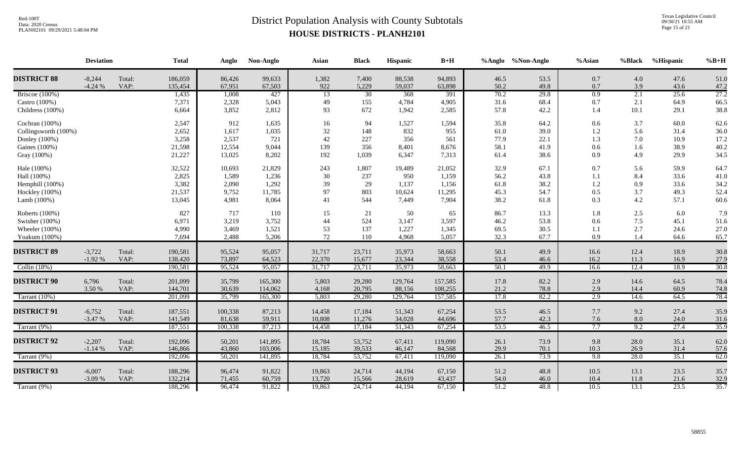# District Population Analysis with County Subtotals

## HOUSE DISTRICTS - PLANH2101

| | Deviation | | Total | Anglo | Non-Anglo | Asian | Black | Hispanic | B+H | %Anglo | %Non-Anglo | %Asian | %Black | %Hispanic | %B+H |
|---|---|---|---|---|---|---|---|---|---|---|---|---|---|---|---|
| **DISTRICT 88** | -8,244 | Total: | 186,059 | 86,426 | 99,633 | 1,382 | 7,400 | 88,538 | 94,893 | 46.5 | 53.5 | 0.7 | 4.0 | 47.6 | 51.0 |
| | -4.24 % | VAP: | 135,454 | 67,951 | 67,503 | 922 | 5,229 | 59,037 | 63,898 | 50.2 | 49.8 | 0.7 | 3.9 | 43.6 | 47.2 |
| Briscoe (100%) | | | 1,435 | 1,008 | 427 | 13 | 30 | 368 | 391 | 70.2 | 29.8 | 0.9 | 2.1 | 25.6 | 27.2 |
| Castro (100%) | | | 7,371 | 2,328 | 5,043 | 49 | 155 | 4,784 | 4,905 | 31.6 | 68.4 | 0.7 | 2.1 | 64.9 | 66.5 |
| Childress (100%) | | | 6,664 | 3,852 | 2,812 | 93 | 672 | 1,942 | 2,585 | 57.8 | 42.2 | 1.4 | 10.1 | 29.1 | 38.8 |
| Cochran (100%) | | | 2,547 | 912 | 1,635 | 16 | 94 | 1,527 | 1,594 | 35.8 | 64.2 | 0.6 | 3.7 | 60.0 | 62.6 |
| Collingsworth (100%) | | | 2,652 | 1,617 | 1,035 | 32 | 148 | 832 | 955 | 61.0 | 39.0 | 1.2 | 5.6 | 31.4 | 36.0 |
| Donley (100%) | | | 3,258 | 2,537 | 721 | 42 | 227 | 356 | 561 | 77.9 | 22.1 | 1.3 | 7.0 | 10.9 | 17.2 |
| Gaines (100%) | | | 21,598 | 12,554 | 9,044 | 139 | 356 | 8,401 | 8,676 | 58.1 | 41.9 | 0.6 | 1.6 | 38.9 | 40.2 |
| Gray (100%) | | | 21,227 | 13,025 | 8,202 | 192 | 1,039 | 6,347 | 7,313 | 61.4 | 38.6 | 0.9 | 4.9 | 29.9 | 34.5 |
| Hale (100%) | | | 32,522 | 10,693 | 21,829 | 243 | 1,807 | 19,489 | 21,052 | 32.9 | 67.1 | 0.7 | 5.6 | 59.9 | 64.7 |
| Hall (100%) | | | 2,825 | 1,589 | 1,236 | 30 | 237 | 950 | 1,159 | 56.2 | 43.8 | 1.1 | 8.4 | 33.6 | 41.0 |
| Hemphill (100%) | | | 3,382 | 2,090 | 1,292 | 39 | 29 | 1,137 | 1,156 | 61.8 | 38.2 | 1.2 | 0.9 | 33.6 | 34.2 |
| Hockley (100%) | | | 21,537 | 9,752 | 11,785 | 97 | 803 | 10,624 | 11,295 | 45.3 | 54.7 | 0.5 | 3.7 | 49.3 | 52.4 |
| Lamb (100%) | | | 13,045 | 4,981 | 8,064 | 41 | 544 | 7,449 | 7,904 | 38.2 | 61.8 | 0.3 | 4.2 | 57.1 | 60.6 |
| Roberts (100%) | | | 827 | 717 | 110 | 15 | 21 | 50 | 65 | 86.7 | 13.3 | 1.8 | 2.5 | 6.0 | 7.9 |
| Swisher (100%) | | | 6,971 | 3,219 | 3,752 | 44 | 524 | 3,147 | 3,597 | 46.2 | 53.8 | 0.6 | 7.5 | 45.1 | 51.6 |
| Wheeler (100%) | | | 4,990 | 3,469 | 1,521 | 53 | 137 | 1,227 | 1,345 | 69.5 | 30.5 | 1.1 | 2.7 | 24.6 | 27.0 |
| Yoakum (100%) | | | 7,694 | 2,488 | 5,206 | 72 | 110 | 4,968 | 5,057 | 32.3 | 67.7 | 0.9 | 1.4 | 64.6 | 65.7 |
| **DISTRICT 89** | -3,722 | Total: | 190,581 | 95,524 | 95,057 | 31,717 | 23,711 | 35,973 | 58,663 | 50.1 | 49.9 | 16.6 | 12.4 | 18.9 | 30.8 |
| | -1.92 % | VAP: | 138,420 | 73,897 | 64,523 | 22,370 | 15,677 | 23,344 | 38,558 | 53.4 | 46.6 | 16.2 | 11.3 | 16.9 | 27.9 |
| Collin (18%) | | | 190,581 | 95,524 | 95,057 | 31,717 | 23,711 | 35,973 | 58,663 | 50.1 | 49.9 | 16.6 | 12.4 | 18.9 | 30.8 |
| **DISTRICT 90** | 6,796 | Total: | 201,099 | 35,799 | 165,300 | 5,803 | 29,280 | 129,764 | 157,585 | 17.8 | 82.2 | 2.9 | 14.6 | 64.5 | 78.4 |
| | 3.50 % | VAP: | 144,701 | 30,639 | 114,062 | 4,168 | 20,795 | 88,156 | 108,255 | 21.2 | 78.8 | 2.9 | 14.4 | 60.9 | 74.8 |
| Tarrant (10%) | | | 201,099 | 35,799 | 165,300 | 5,803 | 29,280 | 129,764 | 157,585 | 17.8 | 82.2 | 2.9 | 14.6 | 64.5 | 78.4 |
| **DISTRICT 91** | -6,752 | Total: | 187,551 | 100,338 | 87,213 | 14,458 | 17,184 | 51,343 | 67,254 | 53.5 | 46.5 | 7.7 | 9.2 | 27.4 | 35.9 |
| | -3.47 % | VAP: | 141,549 | 81,638 | 59,911 | 10,808 | 11,276 | 34,028 | 44,696 | 57.7 | 42.3 | 7.6 | 8.0 | 24.0 | 31.6 |
| Tarrant (9%) | | | 187,551 | 100,338 | 87,213 | 14,458 | 17,184 | 51,343 | 67,254 | 53.5 | 46.5 | 7.7 | 9.2 | 27.4 | 35.9 |
| **DISTRICT 92** | -2,207 | Total: | 192,096 | 50,201 | 141,895 | 18,784 | 53,752 | 67,411 | 119,090 | 26.1 | 73.9 | 9.8 | 28.0 | 35.1 | 62.0 |
| | -1.14 % | VAP: | 146,866 | 43,860 | 103,006 | 15,185 | 39,533 | 46,147 | 84,568 | 29.9 | 70.1 | 10.3 | 26.9 | 31.4 | 57.6 |
| Tarrant (9%) | | | 192,096 | 50,201 | 141,895 | 18,784 | 53,752 | 67,411 | 119,090 | 26.1 | 73.9 | 9.8 | 28.0 | 35.1 | 62.0 |
| **DISTRICT 93** | -6,007 | Total: | 188,296 | 96,474 | 91,822 | 19,863 | 24,714 | 44,194 | 67,150 | 51.2 | 48.8 | 10.5 | 13.1 | 23.5 | 35.7 |
| | -3.09 % | VAP: | 132,214 | 71,455 | 60,759 | 13,720 | 15,566 | 28,619 | 43,437 | 54.0 | 46.0 | 10.4 | 11.8 | 21.6 | 32.9 |
| Tarrant (9%) | | | 188,296 | 96,474 | 91,822 | 19,863 | 24,714 | 44,194 | 67,150 | 51.2 | 48.8 | 10.5 | 13.1 | 23.5 | 35.7 |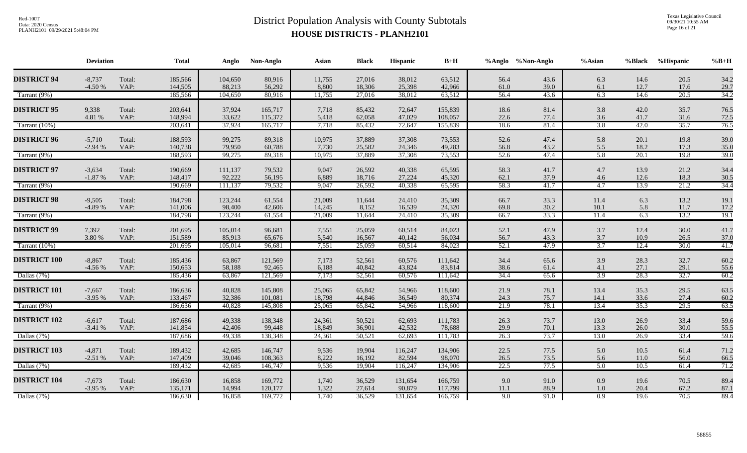# District Population Analysis with County Subtotals

## HOUSE DISTRICTS - PLANH2101

| | Deviation | | Total | Anglo | Non-Anglo | Asian | Black | Hispanic | B+H | %Anglo | %Non-Anglo | %Asian | %Black | %Hispanic | %B+H |
|---|---|---|---|---|---|---|---|---|---|---|---|---|---|---|---|
| **DISTRICT 94** | -8,737 | Total: | 185,566 | 104,650 | 80,916 | 11,755 | 27,016 | 38,012 | 63,512 | 56.4 | 43.6 | 6.3 | 14.6 | 20.5 | 34.2 |
| | -4.50 % | VAP: | 144,505 | 88,213 | 56,292 | 8,800 | 18,306 | 25,398 | 42,966 | 61.0 | 39.0 | 6.1 | 12.7 | 17.6 | 29.7 |
| Tarrant (9%) | | | 185,566 | 104,650 | 80,916 | 11,755 | 27,016 | 38,012 | 63,512 | 56.4 | 43.6 | 6.3 | 14.6 | 20.5 | 34.2 |
| **DISTRICT 95** | 9,338 | Total: | 203,641 | 37,924 | 165,717 | 7,718 | 85,432 | 72,647 | 155,839 | 18.6 | 81.4 | 3.8 | 42.0 | 35.7 | 76.5 |
| | 4.81 % | VAP: | 148,994 | 33,622 | 115,372 | 5,418 | 62,058 | 47,029 | 108,057 | 22.6 | 77.4 | 3.6 | 41.7 | 31.6 | 72.5 |
| Tarrant (10%) | | | 203,641 | 37,924 | 165,717 | 7,718 | 85,432 | 72,647 | 155,839 | 18.6 | 81.4 | 3.8 | 42.0 | 35.7 | 76.5 |
| **DISTRICT 96** | -5,710 | Total: | 188,593 | 99,275 | 89,318 | 10,975 | 37,889 | 37,308 | 73,553 | 52.6 | 47.4 | 5.8 | 20.1 | 19.8 | 39.0 |
| | -2.94 % | VAP: | 140,738 | 79,950 | 60,788 | 7,730 | 25,582 | 24,346 | 49,283 | 56.8 | 43.2 | 5.5 | 18.2 | 17.3 | 35.0 |
| Tarrant (9%) | | | 188,593 | 99,275 | 89,318 | 10,975 | 37,889 | 37,308 | 73,553 | 52.6 | 47.4 | 5.8 | 20.1 | 19.8 | 39.0 |
| **DISTRICT 97** | -3,634 | Total: | 190,669 | 111,137 | 79,532 | 9,047 | 26,592 | 40,338 | 65,595 | 58.3 | 41.7 | 4.7 | 13.9 | 21.2 | 34.4 |
| | -1.87 % | VAP: | 148,417 | 92,222 | 56,195 | 6,889 | 18,716 | 27,224 | 45,320 | 62.1 | 37.9 | 4.6 | 12.6 | 18.3 | 30.5 |
| Tarrant (9%) | | | 190,669 | 111,137 | 79,532 | 9,047 | 26,592 | 40,338 | 65,595 | 58.3 | 41.7 | 4.7 | 13.9 | 21.2 | 34.4 |
| **DISTRICT 98** | -9,505 | Total: | 184,798 | 123,244 | 61,554 | 21,009 | 11,644 | 24,410 | 35,309 | 66.7 | 33.3 | 11.4 | 6.3 | 13.2 | 19.1 |
| | -4.89 % | VAP: | 141,006 | 98,400 | 42,606 | 14,245 | 8,152 | 16,539 | 24,320 | 69.8 | 30.2 | 10.1 | 5.8 | 11.7 | 17.2 |
| Tarrant (9%) | | | 184,798 | 123,244 | 61,554 | 21,009 | 11,644 | 24,410 | 35,309 | 66.7 | 33.3 | 11.4 | 6.3 | 13.2 | 19.1 |
| **DISTRICT 99** | 7,392 | Total: | 201,695 | 105,014 | 96,681 | 7,551 | 25,059 | 60,514 | 84,023 | 52.1 | 47.9 | 3.7 | 12.4 | 30.0 | 41.7 |
| | 3.80 % | VAP: | 151,589 | 85,913 | 65,676 | 5,540 | 16,567 | 40,142 | 56,034 | 56.7 | 43.3 | 3.7 | 10.9 | 26.5 | 37.0 |
| Tarrant (10%) | | | 201,695 | 105,014 | 96,681 | 7,551 | 25,059 | 60,514 | 84,023 | 52.1 | 47.9 | 3.7 | 12.4 | 30.0 | 41.7 |
| **DISTRICT 100** | -8,867 | Total: | 185,436 | 63,867 | 121,569 | 7,173 | 52,561 | 60,576 | 111,642 | 34.4 | 65.6 | 3.9 | 28.3 | 32.7 | 60.2 |
| | -4.56 % | VAP: | 150,653 | 58,188 | 92,465 | 6,188 | 40,842 | 43,824 | 83,814 | 38.6 | 61.4 | 4.1 | 27.1 | 29.1 | 55.6 |
| Dallas (7%) | | | 185,436 | 63,867 | 121,569 | 7,173 | 52,561 | 60,576 | 111,642 | 34.4 | 65.6 | 3.9 | 28.3 | 32.7 | 60.2 |
| **DISTRICT 101** | -7,667 | Total: | 186,636 | 40,828 | 145,808 | 25,065 | 65,842 | 54,966 | 118,600 | 21.9 | 78.1 | 13.4 | 35.3 | 29.5 | 63.5 |
| | -3.95 % | VAP: | 133,467 | 32,386 | 101,081 | 18,798 | 44,846 | 36,549 | 80,374 | 24.3 | 75.7 | 14.1 | 33.6 | 27.4 | 60.2 |
| Tarrant (9%) | | | 186,636 | 40,828 | 145,808 | 25,065 | 65,842 | 54,966 | 118,600 | 21.9 | 78.1 | 13.4 | 35.3 | 29.5 | 63.5 |
| **DISTRICT 102** | -6,617 | Total: | 187,686 | 49,338 | 138,348 | 24,361 | 50,521 | 62,693 | 111,783 | 26.3 | 73.7 | 13.0 | 26.9 | 33.4 | 59.6 |
| | -3.41 % | VAP: | 141,854 | 42,406 | 99,448 | 18,849 | 36,901 | 42,532 | 78,688 | 29.9 | 70.1 | 13.3 | 26.0 | 30.0 | 55.5 |
| Dallas (7%) | | | 187,686 | 49,338 | 138,348 | 24,361 | 50,521 | 62,693 | 111,783 | 26.3 | 73.7 | 13.0 | 26.9 | 33.4 | 59.6 |
| **DISTRICT 103** | -4,871 | Total: | 189,432 | 42,685 | 146,747 | 9,536 | 19,904 | 116,247 | 134,906 | 22.5 | 77.5 | 5.0 | 10.5 | 61.4 | 71.2 |
| | -2.51 % | VAP: | 147,409 | 39,046 | 108,363 | 8,222 | 16,192 | 82,594 | 98,070 | 26.5 | 73.5 | 5.6 | 11.0 | 56.0 | 66.5 |
| Dallas (7%) | | | 189,432 | 42,685 | 146,747 | 9,536 | 19,904 | 116,247 | 134,906 | 22.5 | 77.5 | 5.0 | 10.5 | 61.4 | 71.2 |
| **DISTRICT 104** | -7,673 | Total: | 186,630 | 16,858 | 169,772 | 1,740 | 36,529 | 131,654 | 166,759 | 9.0 | 91.0 | 0.9 | 19.6 | 70.5 | 89.4 |
| | -3.95 % | VAP: | 135,171 | 14,994 | 120,177 | 1,322 | 27,614 | 90,879 | 117,799 | 11.1 | 88.9 | 1.0 | 20.4 | 67.2 | 87.1 |
| Dallas (7%) | | | 186,630 | 16,858 | 169,772 | 1,740 | 36,529 | 131,654 | 166,759 | 9.0 | 91.0 | 0.9 | 19.6 | 70.5 | 89.4 |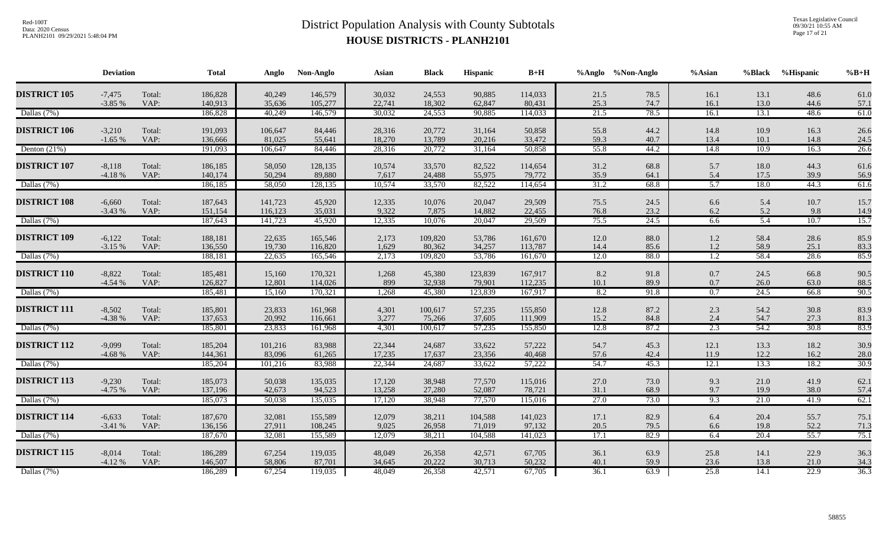# District Population Analysis with County Subtotals

## HOUSE DISTRICTS - PLANH2101

Red-100T
Data: 2020 Census
PLANH2101 09/29/2021 5:48:04 PM

Texas Legislative Council
09/30/21 10:55 AM

| | Deviation | | Total | Anglo | Non-Anglo | Asian | Black | Hispanic | B+H | %Anglo | %Non-Anglo | %Asian | %Black | %Hispanic | %B+H |
|---|---|---|---|---|---|---|---|---|---|---|---|---|---|---|---|
| **DISTRICT 105** | -7,475 | Total: | 186,828 | 40,249 | 146,579 | 30,032 | 24,553 | 90,885 | 114,033 | 21.5 | 78.5 | 16.1 | 13.1 | 48.6 | 61.0 |
| | -3.85 % | VAP: | 140,913 | 35,636 | 105,277 | 22,741 | 18,302 | 62,847 | 80,431 | 25.3 | 74.7 | 16.1 | 13.0 | 44.6 | 57.1 |
| Dallas (7%) | | | 186,828 | 40,249 | 146,579 | 30,032 | 24,553 | 90,885 | 114,033 | 21.5 | 78.5 | 16.1 | 13.1 | 48.6 | 61.0 |
| **DISTRICT 106** | -3,210 | Total: | 191,093 | 106,647 | 84,446 | 28,316 | 20,772 | 31,164 | 50,858 | 55.8 | 44.2 | 14.8 | 10.9 | 16.3 | 26.6 |
| | -1.65 % | VAP: | 136,666 | 81,025 | 55,641 | 18,270 | 13,789 | 20,216 | 33,472 | 59.3 | 40.7 | 13.4 | 10.1 | 14.8 | 24.5 |
| Denton (21%) | | | 191,093 | 106,647 | 84,446 | 28,316 | 20,772 | 31,164 | 50,858 | 55.8 | 44.2 | 14.8 | 10.9 | 16.3 | 26.6 |
| **DISTRICT 107** | -8,118 | Total: | 186,185 | 58,050 | 128,135 | 10,574 | 33,570 | 82,522 | 114,654 | 31.2 | 68.8 | 5.7 | 18.0 | 44.3 | 61.6 |
| | -4.18 % | VAP: | 140,174 | 50,294 | 89,880 | 7,617 | 24,488 | 55,975 | 79,772 | 35.9 | 64.1 | 5.4 | 17.5 | 39.9 | 56.9 |
| Dallas (7%) | | | 186,185 | 58,050 | 128,135 | 10,574 | 33,570 | 82,522 | 114,654 | 31.2 | 68.8 | 5.7 | 18.0 | 44.3 | 61.6 |
| **DISTRICT 108** | -6,660 | Total: | 187,643 | 141,723 | 45,920 | 12,335 | 10,076 | 20,047 | 29,509 | 75.5 | 24.5 | 6.6 | 5.4 | 10.7 | 15.7 |
| | -3.43 % | VAP: | 151,154 | 116,123 | 35,031 | 9,322 | 7,875 | 14,882 | 22,455 | 76.8 | 23.2 | 6.2 | 5.2 | 9.8 | 14.9 |
| Dallas (7%) | | | 187,643 | 141,723 | 45,920 | 12,335 | 10,076 | 20,047 | 29,509 | 75.5 | 24.5 | 6.6 | 5.4 | 10.7 | 15.7 |
| **DISTRICT 109** | -6,122 | Total: | 188,181 | 22,635 | 165,546 | 2,173 | 109,820 | 53,786 | 161,670 | 12.0 | 88.0 | 1.2 | 58.4 | 28.6 | 85.9 |
| | -3.15 % | VAP: | 136,550 | 19,730 | 116,820 | 1,629 | 80,362 | 34,257 | 113,787 | 14.4 | 85.6 | 1.2 | 58.9 | 25.1 | 83.3 |
| Dallas (7%) | | | 188,181 | 22,635 | 165,546 | 2,173 | 109,820 | 53,786 | 161,670 | 12.0 | 88.0 | 1.2 | 58.4 | 28.6 | 85.9 |
| **DISTRICT 110** | -8,822 | Total: | 185,481 | 15,160 | 170,321 | 1,268 | 45,380 | 123,839 | 167,917 | 8.2 | 91.8 | 0.7 | 24.5 | 66.8 | 90.5 |
| | -4.54 % | VAP: | 126,827 | 12,801 | 114,026 | 899 | 32,938 | 79,901 | 112,235 | 10.1 | 89.9 | 0.7 | 26.0 | 63.0 | 88.5 |
| Dallas (7%) | | | 185,481 | 15,160 | 170,321 | 1,268 | 45,380 | 123,839 | 167,917 | 8.2 | 91.8 | 0.7 | 24.5 | 66.8 | 90.5 |
| **DISTRICT 111** | -8,502 | Total: | 185,801 | 23,833 | 161,968 | 4,301 | 100,617 | 57,235 | 155,850 | 12.8 | 87.2 | 2.3 | 54.2 | 30.8 | 83.9 |
| | -4.38 % | VAP: | 137,653 | 20,992 | 116,661 | 3,277 | 75,266 | 37,605 | 111,909 | 15.2 | 84.8 | 2.4 | 54.7 | 27.3 | 81.3 |
| Dallas (7%) | | | 185,801 | 23,833 | 161,968 | 4,301 | 100,617 | 57,235 | 155,850 | 12.8 | 87.2 | 2.3 | 54.2 | 30.8 | 83.9 |
| **DISTRICT 112** | -9,099 | Total: | 185,204 | 101,216 | 83,988 | 22,344 | 24,687 | 33,622 | 57,222 | 54.7 | 45.3 | 12.1 | 13.3 | 18.2 | 30.9 |
| | -4.68 % | VAP: | 144,361 | 83,096 | 61,265 | 17,235 | 17,637 | 23,356 | 40,468 | 57.6 | 42.4 | 11.9 | 12.2 | 16.2 | 28.0 |
| Dallas (7%) | | | 185,204 | 101,216 | 83,988 | 22,344 | 24,687 | 33,622 | 57,222 | 54.7 | 45.3 | 12.1 | 13.3 | 18.2 | 30.9 |
| **DISTRICT 113** | -9,230 | Total: | 185,073 | 50,038 | 135,035 | 17,120 | 38,948 | 77,570 | 115,016 | 27.0 | 73.0 | 9.3 | 21.0 | 41.9 | 62.1 |
| | -4.75 % | VAP: | 137,196 | 42,673 | 94,523 | 13,258 | 27,280 | 52,087 | 78,721 | 31.1 | 68.9 | 9.7 | 19.9 | 38.0 | 57.4 |
| Dallas (7%) | | | 185,073 | 50,038 | 135,035 | 17,120 | 38,948 | 77,570 | 115,016 | 27.0 | 73.0 | 9.3 | 21.0 | 41.9 | 62.1 |
| **DISTRICT 114** | -6,633 | Total: | 187,670 | 32,081 | 155,589 | 12,079 | 38,211 | 104,588 | 141,023 | 17.1 | 82.9 | 6.4 | 20.4 | 55.7 | 75.1 |
| | -3.41 % | VAP: | 136,156 | 27,911 | 108,245 | 9,025 | 26,958 | 71,019 | 97,132 | 20.5 | 79.5 | 6.6 | 19.8 | 52.2 | 71.3 |
| Dallas (7%) | | | 187,670 | 32,081 | 155,589 | 12,079 | 38,211 | 104,588 | 141,023 | 17.1 | 82.9 | 6.4 | 20.4 | 55.7 | 75.1 |
| **DISTRICT 115** | -8,014 | Total: | 186,289 | 67,254 | 119,035 | 48,049 | 26,358 | 42,571 | 67,705 | 36.1 | 63.9 | 25.8 | 14.1 | 22.9 | 36.3 |
| | -4.12 % | VAP: | 146,507 | 58,806 | 87,701 | 34,645 | 20,222 | 30,713 | 50,232 | 40.1 | 59.9 | 23.6 | 13.8 | 21.0 | 34.3 |
| Dallas (7%) | | | 186,289 | 67,254 | 119,035 | 48,049 | 26,358 | 42,571 | 67,705 | 36.1 | 63.9 | 25.8 | 14.1 | 22.9 | 36.3 |

58855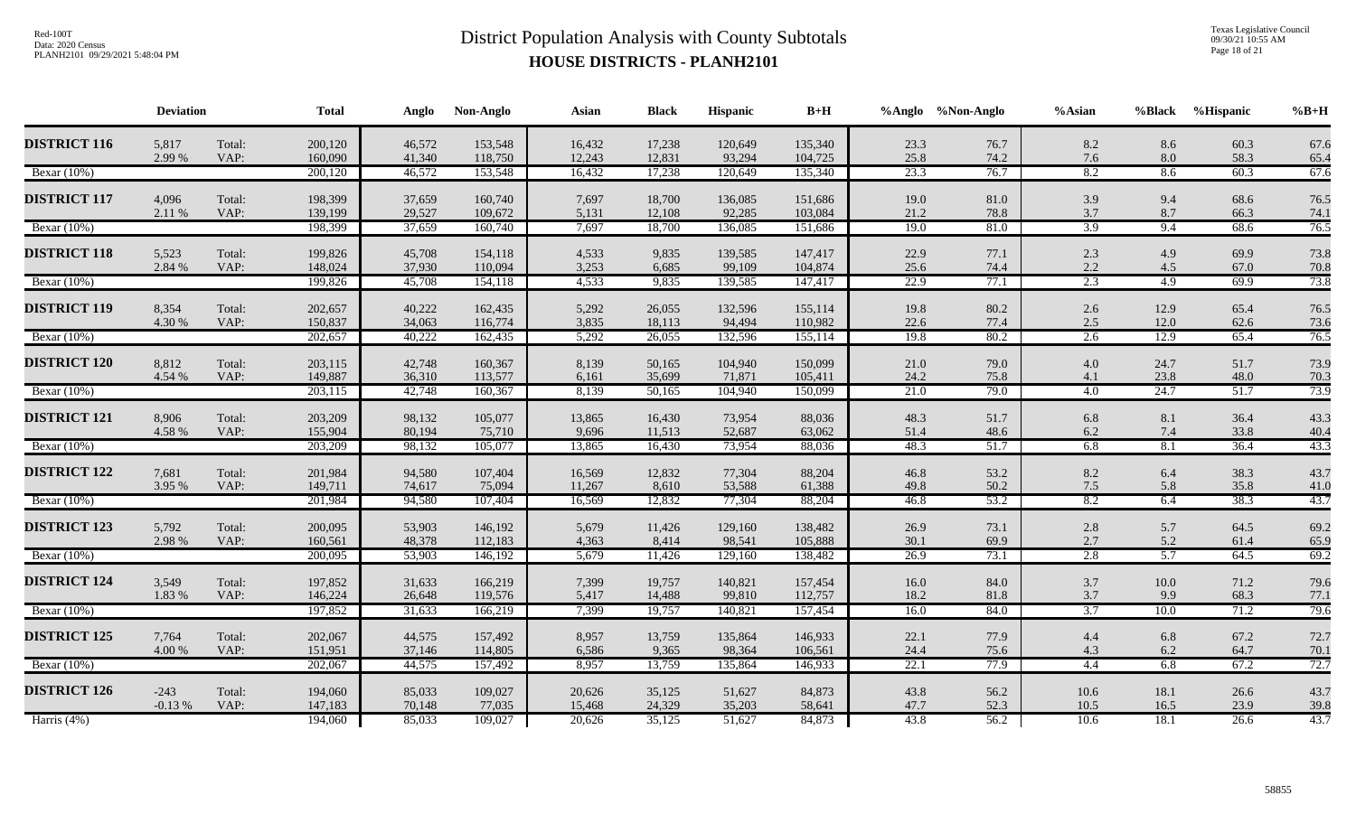# District Population Analysis with County Subtotals

## HOUSE DISTRICTS - PLANH2101

| | Deviation | | Total | Anglo | Non-Anglo | Asian | Black | Hispanic | B+H | %Anglo | %Non-Anglo | %Asian | %Black | %Hispanic | %B+H |
|---|---|---|---|---|---|---|---|---|---|---|---|---|---|---|---|
| **DISTRICT 116** | 5,817 | Total: | 200,120 | 46,572 | 153,548 | 16,432 | 17,238 | 120,649 | 135,340 | 23.3 | 76.7 | 8.2 | 8.6 | 60.3 | 67.6 |
| | 2.99 % | VAP: | 160,090 | 41,340 | 118,750 | 12,243 | 12,831 | 93,294 | 104,725 | 25.8 | 74.2 | 7.6 | 8.0 | 58.3 | 65.4 |
| Bexar (10%) | | | 200,120 | 46,572 | 153,548 | 16,432 | 17,238 | 120,649 | 135,340 | 23.3 | 76.7 | 8.2 | 8.6 | 60.3 | 67.6 |
| **DISTRICT 117** | 4,096 | Total: | 198,399 | 37,659 | 160,740 | 7,697 | 18,700 | 136,085 | 151,686 | 19.0 | 81.0 | 3.9 | 9.4 | 68.6 | 76.5 |
| | 2.11 % | VAP: | 139,199 | 29,527 | 109,672 | 5,131 | 12,108 | 92,285 | 103,084 | 21.2 | 78.8 | 3.7 | 8.7 | 66.3 | 74.1 |
| Bexar (10%) | | | 198,399 | 37,659 | 160,740 | 7,697 | 18,700 | 136,085 | 151,686 | 19.0 | 81.0 | 3.9 | 9.4 | 68.6 | 76.5 |
| **DISTRICT 118** | 5,523 | Total: | 199,826 | 45,708 | 154,118 | 4,533 | 9,835 | 139,585 | 147,417 | 22.9 | 77.1 | 2.3 | 4.9 | 69.9 | 73.8 |
| | 2.84 % | VAP: | 148,024 | 37,930 | 110,094 | 3,253 | 6,685 | 99,109 | 104,874 | 25.6 | 74.4 | 2.2 | 4.5 | 67.0 | 70.8 |
| Bexar (10%) | | | 199,826 | 45,708 | 154,118 | 4,533 | 9,835 | 139,585 | 147,417 | 22.9 | 77.1 | 2.3 | 4.9 | 69.9 | 73.8 |
| **DISTRICT 119** | 8,354 | Total: | 202,657 | 40,222 | 162,435 | 5,292 | 26,055 | 132,596 | 155,114 | 19.8 | 80.2 | 2.6 | 12.9 | 65.4 | 76.5 |
| | 4.30 % | VAP: | 150,837 | 34,063 | 116,774 | 3,835 | 18,113 | 94,494 | 110,982 | 22.6 | 77.4 | 2.5 | 12.0 | 62.6 | 73.6 |
| Bexar (10%) | | | 202,657 | 40,222 | 162,435 | 5,292 | 26,055 | 132,596 | 155,114 | 19.8 | 80.2 | 2.6 | 12.9 | 65.4 | 76.5 |
| **DISTRICT 120** | 8,812 | Total: | 203,115 | 42,748 | 160,367 | 8,139 | 50,165 | 104,940 | 150,099 | 21.0 | 79.0 | 4.0 | 24.7 | 51.7 | 73.9 |
| | 4.54 % | VAP: | 149,887 | 36,310 | 113,577 | 6,161 | 35,699 | 71,871 | 105,411 | 24.2 | 75.8 | 4.1 | 23.8 | 48.0 | 70.3 |
| Bexar (10%) | | | 203,115 | 42,748 | 160,367 | 8,139 | 50,165 | 104,940 | 150,099 | 21.0 | 79.0 | 4.0 | 24.7 | 51.7 | 73.9 |
| **DISTRICT 121** | 8,906 | Total: | 203,209 | 98,132 | 105,077 | 13,865 | 16,430 | 73,954 | 88,036 | 48.3 | 51.7 | 6.8 | 8.1 | 36.4 | 43.3 |
| | 4.58 % | VAP: | 155,904 | 80,194 | 75,710 | 9,696 | 11,513 | 52,687 | 63,062 | 51.4 | 48.6 | 6.2 | 7.4 | 33.8 | 40.4 |
| Bexar (10%) | | | 203,209 | 98,132 | 105,077 | 13,865 | 16,430 | 73,954 | 88,036 | 48.3 | 51.7 | 6.8 | 8.1 | 36.4 | 43.3 |
| **DISTRICT 122** | 7,681 | Total: | 201,984 | 94,580 | 107,404 | 16,569 | 12,832 | 77,304 | 88,204 | 46.8 | 53.2 | 8.2 | 6.4 | 38.3 | 43.7 |
| | 3.95 % | VAP: | 149,711 | 74,617 | 75,094 | 11,267 | 8,610 | 53,588 | 61,388 | 49.8 | 50.2 | 7.5 | 5.8 | 35.8 | 41.0 |
| Bexar (10%) | | | 201,984 | 94,580 | 107,404 | 16,569 | 12,832 | 77,304 | 88,204 | 46.8 | 53.2 | 8.2 | 6.4 | 38.3 | 43.7 |
| **DISTRICT 123** | 5,792 | Total: | 200,095 | 53,903 | 146,192 | 5,679 | 11,426 | 129,160 | 138,482 | 26.9 | 73.1 | 2.8 | 5.7 | 64.5 | 69.2 |
| | 2.98 % | VAP: | 160,561 | 48,378 | 112,183 | 4,363 | 8,414 | 98,541 | 105,888 | 30.1 | 69.9 | 2.7 | 5.2 | 61.4 | 65.9 |
| Bexar (10%) | | | 200,095 | 53,903 | 146,192 | 5,679 | 11,426 | 129,160 | 138,482 | 26.9 | 73.1 | 2.8 | 5.7 | 64.5 | 69.2 |
| **DISTRICT 124** | 3,549 | Total: | 197,852 | 31,633 | 166,219 | 7,399 | 19,757 | 140,821 | 157,454 | 16.0 | 84.0 | 3.7 | 10.0 | 71.2 | 79.6 |
| | 1.83 % | VAP: | 146,224 | 26,648 | 119,576 | 5,417 | 14,488 | 99,810 | 112,757 | 18.2 | 81.8 | 3.7 | 9.9 | 68.3 | 77.1 |
| Bexar (10%) | | | 197,852 | 31,633 | 166,219 | 7,399 | 19,757 | 140,821 | 157,454 | 16.0 | 84.0 | 3.7 | 10.0 | 71.2 | 79.6 |
| **DISTRICT 125** | 7,764 | Total: | 202,067 | 44,575 | 157,492 | 8,957 | 13,759 | 135,864 | 146,933 | 22.1 | 77.9 | 4.4 | 6.8 | 67.2 | 72.7 |
| | 4.00 % | VAP: | 151,951 | 37,146 | 114,805 | 6,586 | 9,365 | 98,364 | 106,561 | 24.4 | 75.6 | 4.3 | 6.2 | 64.7 | 70.1 |
| Bexar (10%) | | | 202,067 | 44,575 | 157,492 | 8,957 | 13,759 | 135,864 | 146,933 | 22.1 | 77.9 | 4.4 | 6.8 | 67.2 | 72.7 |
| **DISTRICT 126** | -243 | Total: | 194,060 | 85,033 | 109,027 | 20,626 | 35,125 | 51,627 | 84,873 | 43.8 | 56.2 | 10.6 | 18.1 | 26.6 | 43.7 |
| | -0.13 % | VAP: | 147,183 | 70,148 | 77,035 | 15,468 | 24,329 | 35,203 | 58,641 | 47.7 | 52.3 | 10.5 | 16.5 | 23.9 | 39.8 |
| Harris (4%) | | | 194,060 | 85,033 | 109,027 | 20,626 | 35,125 | 51,627 | 84,873 | 43.8 | 56.2 | 10.6 | 18.1 | 26.6 | 43.7 |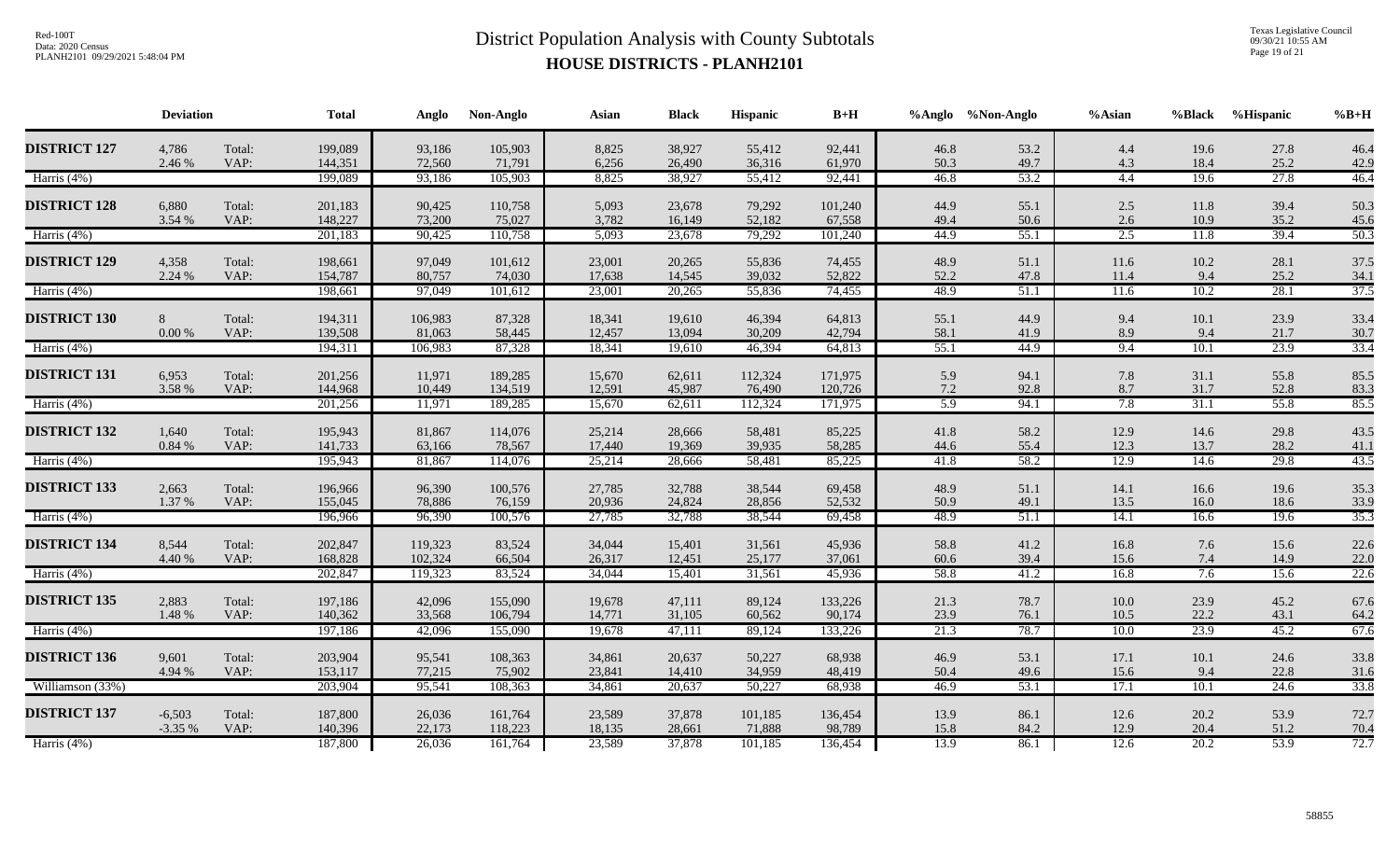# District Population Analysis with County Subtotals

## HOUSE DISTRICTS - PLANH2101

Red-100T
Data: 2020 Census
PLANH2101 09/29/2021 5:48:04 PM

Texas Legislative Council
09/30/21 10:55 AM

| | Deviation | | Total | Anglo | Non-Anglo | Asian | Black | Hispanic | B+H | %Anglo | %Non-Anglo | %Asian | %Black | %Hispanic | %B+H |
|---|---|---|---|---|---|---|---|---|---|---|---|---|---|---|---|
| **DISTRICT 127** | 4,786 | Total: | 199,089 | 93,186 | 105,903 | 8,825 | 38,927 | 55,412 | 92,441 | 46.8 | 53.2 | 4.4 | 19.6 | 27.8 | 46.4 |
| | 2.46 % | VAP: | 144,351 | 72,560 | 71,791 | 6,256 | 26,490 | 36,316 | 61,970 | 50.3 | 49.7 | 4.3 | 18.4 | 25.2 | 42.9 |
| Harris (4%) | | | 199,089 | 93,186 | 105,903 | 8,825 | 38,927 | 55,412 | 92,441 | 46.8 | 53.2 | 4.4 | 19.6 | 27.8 | 46.4 |
| **DISTRICT 128** | 6,880 | Total: | 201,183 | 90,425 | 110,758 | 5,093 | 23,678 | 79,292 | 101,240 | 44.9 | 55.1 | 2.5 | 11.8 | 39.4 | 50.3 |
| | 3.54 % | VAP: | 148,227 | 73,200 | 75,027 | 3,782 | 16,149 | 52,182 | 67,558 | 49.4 | 50.6 | 2.6 | 10.9 | 35.2 | 45.6 |
| Harris (4%) | | | 201,183 | 90,425 | 110,758 | 5,093 | 23,678 | 79,292 | 101,240 | 44.9 | 55.1 | 2.5 | 11.8 | 39.4 | 50.3 |
| **DISTRICT 129** | 4,358 | Total: | 198,661 | 97,049 | 101,612 | 23,001 | 20,265 | 55,836 | 74,455 | 48.9 | 51.1 | 11.6 | 10.2 | 28.1 | 37.5 |
| | 2.24 % | VAP: | 154,787 | 80,757 | 74,030 | 17,638 | 14,545 | 39,032 | 52,822 | 52.2 | 47.8 | 11.4 | 9.4 | 25.2 | 34.1 |
| Harris (4%) | | | 198,661 | 97,049 | 101,612 | 23,001 | 20,265 | 55,836 | 74,455 | 48.9 | 51.1 | 11.6 | 10.2 | 28.1 | 37.5 |
| **DISTRICT 130** | 8 | Total: | 194,311 | 106,983 | 87,328 | 18,341 | 19,610 | 46,394 | 64,813 | 55.1 | 44.9 | 9.4 | 10.1 | 23.9 | 33.4 |
| | 0.00 % | VAP: | 139,508 | 81,063 | 58,445 | 12,457 | 13,094 | 30,209 | 42,794 | 58.1 | 41.9 | 8.9 | 9.4 | 21.7 | 30.7 |
| Harris (4%) | | | 194,311 | 106,983 | 87,328 | 18,341 | 19,610 | 46,394 | 64,813 | 55.1 | 44.9 | 9.4 | 10.1 | 23.9 | 33.4 |
| **DISTRICT 131** | 6,953 | Total: | 201,256 | 11,971 | 189,285 | 15,670 | 62,611 | 112,324 | 171,975 | 5.9 | 94.1 | 7.8 | 31.1 | 55.8 | 85.5 |
| | 3.58 % | VAP: | 144,968 | 10,449 | 134,519 | 12,591 | 45,987 | 76,490 | 120,726 | 7.2 | 92.8 | 8.7 | 31.7 | 52.8 | 83.3 |
| Harris (4%) | | | 201,256 | 11,971 | 189,285 | 15,670 | 62,611 | 112,324 | 171,975 | 5.9 | 94.1 | 7.8 | 31.1 | 55.8 | 85.5 |
| **DISTRICT 132** | 1,640 | Total: | 195,943 | 81,867 | 114,076 | 25,214 | 28,666 | 58,481 | 85,225 | 41.8 | 58.2 | 12.9 | 14.6 | 29.8 | 43.5 |
| | 0.84 % | VAP: | 141,733 | 63,166 | 78,567 | 17,440 | 19,369 | 39,935 | 58,285 | 44.6 | 55.4 | 12.3 | 13.7 | 28.2 | 41.1 |
| Harris (4%) | | | 195,943 | 81,867 | 114,076 | 25,214 | 28,666 | 58,481 | 85,225 | 41.8 | 58.2 | 12.9 | 14.6 | 29.8 | 43.5 |
| **DISTRICT 133** | 2,663 | Total: | 196,966 | 96,390 | 100,576 | 27,785 | 32,788 | 38,544 | 69,458 | 48.9 | 51.1 | 14.1 | 16.6 | 19.6 | 35.3 |
| | 1.37 % | VAP: | 155,045 | 78,886 | 76,159 | 20,936 | 24,824 | 28,856 | 52,532 | 50.9 | 49.1 | 13.5 | 16.0 | 18.6 | 33.9 |
| Harris (4%) | | | 196,966 | 96,390 | 100,576 | 27,785 | 32,788 | 38,544 | 69,458 | 48.9 | 51.1 | 14.1 | 16.6 | 19.6 | 35.3 |
| **DISTRICT 134** | 8,544 | Total: | 202,847 | 119,323 | 83,524 | 34,044 | 15,401 | 31,561 | 45,936 | 58.8 | 41.2 | 16.8 | 7.6 | 15.6 | 22.6 |
| | 4.40 % | VAP: | 168,828 | 102,324 | 66,504 | 26,317 | 12,451 | 25,177 | 37,061 | 60.6 | 39.4 | 15.6 | 7.4 | 14.9 | 22.0 |
| Harris (4%) | | | 202,847 | 119,323 | 83,524 | 34,044 | 15,401 | 31,561 | 45,936 | 58.8 | 41.2 | 16.8 | 7.6 | 15.6 | 22.6 |
| **DISTRICT 135** | 2,883 | Total: | 197,186 | 42,096 | 155,090 | 19,678 | 47,111 | 89,124 | 133,226 | 21.3 | 78.7 | 10.0 | 23.9 | 45.2 | 67.6 |
| | 1.48 % | VAP: | 140,362 | 33,568 | 106,794 | 14,771 | 31,105 | 60,562 | 90,174 | 23.9 | 76.1 | 10.5 | 22.2 | 43.1 | 64.2 |
| Harris (4%) | | | 197,186 | 42,096 | 155,090 | 19,678 | 47,111 | 89,124 | 133,226 | 21.3 | 78.7 | 10.0 | 23.9 | 45.2 | 67.6 |
| **DISTRICT 136** | 9,601 | Total: | 203,904 | 95,541 | 108,363 | 34,861 | 20,637 | 50,227 | 68,938 | 46.9 | 53.1 | 17.1 | 10.1 | 24.6 | 33.8 |
| | 4.94 % | VAP: | 153,117 | 77,215 | 75,902 | 23,841 | 14,410 | 34,959 | 48,419 | 50.4 | 49.6 | 15.6 | 9.4 | 22.8 | 31.6 |
| Williamson (33%) | | | 203,904 | 95,541 | 108,363 | 34,861 | 20,637 | 50,227 | 68,938 | 46.9 | 53.1 | 17.1 | 10.1 | 24.6 | 33.8 |
| **DISTRICT 137** | -6,503 | Total: | 187,800 | 26,036 | 161,764 | 23,589 | 37,878 | 101,185 | 136,454 | 13.9 | 86.1 | 12.6 | 20.2 | 53.9 | 72.7 |
| | -3.35 % | VAP: | 140,396 | 22,173 | 118,223 | 18,135 | 28,661 | 71,888 | 98,789 | 15.8 | 84.2 | 12.9 | 20.4 | 51.2 | 70.4 |
| Harris (4%) | | | 187,800 | 26,036 | 161,764 | 23,589 | 37,878 | 101,185 | 136,454 | 13.9 | 86.1 | 12.6 | 20.2 | 53.9 | 72.7 |

58855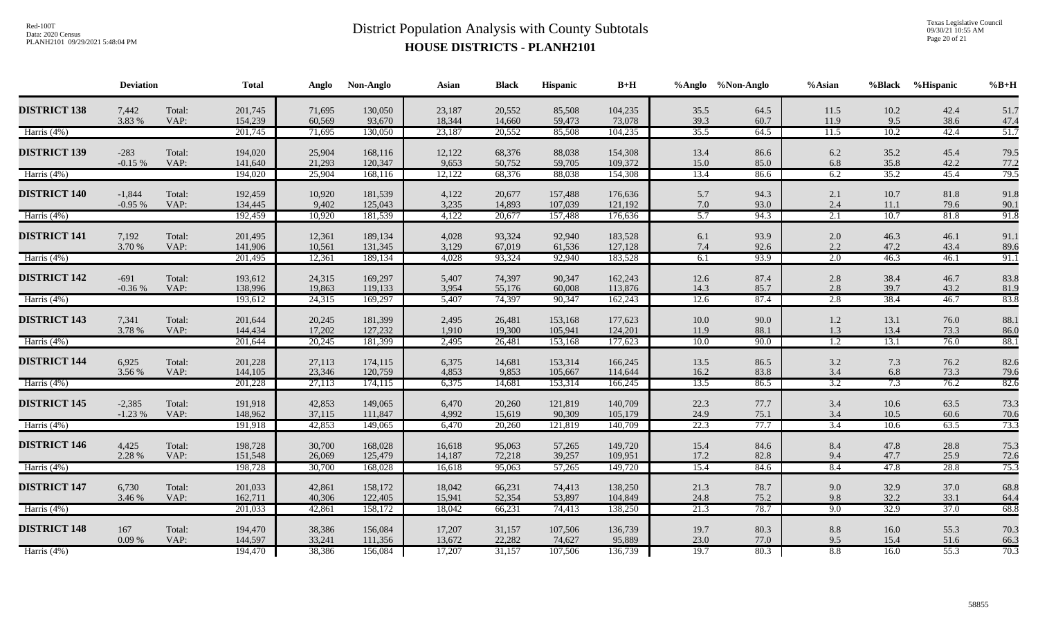# District Population Analysis with County Subtotals

## HOUSE DISTRICTS - PLANH2101

| | Deviation | | Total | Anglo | Non-Anglo | Asian | Black | Hispanic | B+H | %Anglo | %Non-Anglo | %Asian | %Black | %Hispanic | %B+H |
|---|---|---|---|---|---|---|---|---|---|---|---|---|---|---|---|
| **DISTRICT 138** | 7,442 | Total: | 201,745 | 71,695 | 130,050 | 23,187 | 20,552 | 85,508 | 104,235 | 35.5 | 64.5 | 11.5 | 10.2 | 42.4 | 51.7 |
| | 3.83 % | VAP: | 154,239 | 60,569 | 93,670 | 18,344 | 14,660 | 59,473 | 73,078 | 39.3 | 60.7 | 11.9 | 9.5 | 38.6 | 47.4 |
| Harris (4%) | | | 201,745 | 71,695 | 130,050 | 23,187 | 20,552 | 85,508 | 104,235 | 35.5 | 64.5 | 11.5 | 10.2 | 42.4 | 51.7 |
| **DISTRICT 139** | -283 | Total: | 194,020 | 25,904 | 168,116 | 12,122 | 68,376 | 88,038 | 154,308 | 13.4 | 86.6 | 6.2 | 35.2 | 45.4 | 79.5 |
| | -0.15 % | VAP: | 141,640 | 21,293 | 120,347 | 9,653 | 50,752 | 59,705 | 109,372 | 15.0 | 85.0 | 6.8 | 35.8 | 42.2 | 77.2 |
| Harris (4%) | | | 194,020 | 25,904 | 168,116 | 12,122 | 68,376 | 88,038 | 154,308 | 13.4 | 86.6 | 6.2 | 35.2 | 45.4 | 79.5 |
| **DISTRICT 140** | -1,844 | Total: | 192,459 | 10,920 | 181,539 | 4,122 | 20,677 | 157,488 | 176,636 | 5.7 | 94.3 | 2.1 | 10.7 | 81.8 | 91.8 |
| | -0.95 % | VAP: | 134,445 | 9,402 | 125,043 | 3,235 | 14,893 | 107,039 | 121,192 | 7.0 | 93.0 | 2.4 | 11.1 | 79.6 | 90.1 |
| Harris (4%) | | | 192,459 | 10,920 | 181,539 | 4,122 | 20,677 | 157,488 | 176,636 | 5.7 | 94.3 | 2.1 | 10.7 | 81.8 | 91.8 |
| **DISTRICT 141** | 7,192 | Total: | 201,495 | 12,361 | 189,134 | 4,028 | 93,324 | 92,940 | 183,528 | 6.1 | 93.9 | 2.0 | 46.3 | 46.1 | 91.1 |
| | 3.70 % | VAP: | 141,906 | 10,561 | 131,345 | 3,129 | 67,019 | 61,536 | 127,128 | 7.4 | 92.6 | 2.2 | 47.2 | 43.4 | 89.6 |
| Harris (4%) | | | 201,495 | 12,361 | 189,134 | 4,028 | 93,324 | 92,940 | 183,528 | 6.1 | 93.9 | 2.0 | 46.3 | 46.1 | 91.1 |
| **DISTRICT 142** | -691 | Total: | 193,612 | 24,315 | 169,297 | 5,407 | 74,397 | 90,347 | 162,243 | 12.6 | 87.4 | 2.8 | 38.4 | 46.7 | 83.8 |
| | -0.36 % | VAP: | 138,996 | 19,863 | 119,133 | 3,954 | 55,176 | 60,008 | 113,876 | 14.3 | 85.7 | 2.8 | 39.7 | 43.2 | 81.9 |
| Harris (4%) | | | 193,612 | 24,315 | 169,297 | 5,407 | 74,397 | 90,347 | 162,243 | 12.6 | 87.4 | 2.8 | 38.4 | 46.7 | 83.8 |
| **DISTRICT 143** | 7,341 | Total: | 201,644 | 20,245 | 181,399 | 2,495 | 26,481 | 153,168 | 177,623 | 10.0 | 90.0 | 1.2 | 13.1 | 76.0 | 88.1 |
| | 3.78 % | VAP: | 144,434 | 17,202 | 127,232 | 1,910 | 19,300 | 105,941 | 124,201 | 11.9 | 88.1 | 1.3 | 13.4 | 73.3 | 86.0 |
| Harris (4%) | | | 201,644 | 20,245 | 181,399 | 2,495 | 26,481 | 153,168 | 177,623 | 10.0 | 90.0 | 1.2 | 13.1 | 76.0 | 88.1 |
| **DISTRICT 144** | 6,925 | Total: | 201,228 | 27,113 | 174,115 | 6,375 | 14,681 | 153,314 | 166,245 | 13.5 | 86.5 | 3.2 | 7.3 | 76.2 | 82.6 |
| | 3.56 % | VAP: | 144,105 | 23,346 | 120,759 | 4,853 | 9,853 | 105,667 | 114,644 | 16.2 | 83.8 | 3.4 | 6.8 | 73.3 | 79.6 |
| Harris (4%) | | | 201,228 | 27,113 | 174,115 | 6,375 | 14,681 | 153,314 | 166,245 | 13.5 | 86.5 | 3.2 | 7.3 | 76.2 | 82.6 |
| **DISTRICT 145** | -2,385 | Total: | 191,918 | 42,853 | 149,065 | 6,470 | 20,260 | 121,819 | 140,709 | 22.3 | 77.7 | 3.4 | 10.6 | 63.5 | 73.3 |
| | -1.23 % | VAP: | 148,962 | 37,115 | 111,847 | 4,992 | 15,619 | 90,309 | 105,179 | 24.9 | 75.1 | 3.4 | 10.5 | 60.6 | 70.6 |
| Harris (4%) | | | 191,918 | 42,853 | 149,065 | 6,470 | 20,260 | 121,819 | 140,709 | 22.3 | 77.7 | 3.4 | 10.6 | 63.5 | 73.3 |
| **DISTRICT 146** | 4,425 | Total: | 198,728 | 30,700 | 168,028 | 16,618 | 95,063 | 57,265 | 149,720 | 15.4 | 84.6 | 8.4 | 47.8 | 28.8 | 75.3 |
| | 2.28 % | VAP: | 151,548 | 26,069 | 125,479 | 14,187 | 72,218 | 39,257 | 109,951 | 17.2 | 82.8 | 9.4 | 47.7 | 25.9 | 72.6 |
| Harris (4%) | | | 198,728 | 30,700 | 168,028 | 16,618 | 95,063 | 57,265 | 149,720 | 15.4 | 84.6 | 8.4 | 47.8 | 28.8 | 75.3 |
| **DISTRICT 147** | 6,730 | Total: | 201,033 | 42,861 | 158,172 | 18,042 | 66,231 | 74,413 | 138,250 | 21.3 | 78.7 | 9.0 | 32.9 | 37.0 | 68.8 |
| | 3.46 % | VAP: | 162,711 | 40,306 | 122,405 | 15,941 | 52,354 | 53,897 | 104,849 | 24.8 | 75.2 | 9.8 | 32.2 | 33.1 | 64.4 |
| Harris (4%) | | | 201,033 | 42,861 | 158,172 | 18,042 | 66,231 | 74,413 | 138,250 | 21.3 | 78.7 | 9.0 | 32.9 | 37.0 | 68.8 |
| **DISTRICT 148** | 167 | Total: | 194,470 | 38,386 | 156,084 | 17,207 | 31,157 | 107,506 | 136,739 | 19.7 | 80.3 | 8.8 | 16.0 | 55.3 | 70.3 |
| | 0.09 % | VAP: | 144,597 | 33,241 | 111,356 | 13,672 | 22,282 | 74,627 | 95,889 | 23.0 | 77.0 | 9.5 | 15.4 | 51.6 | 66.3 |
| Harris (4%) | | | 194,470 | 38,386 | 156,084 | 17,207 | 31,157 | 107,506 | 136,739 | 19.7 | 80.3 | 8.8 | 16.0 | 55.3 | 70.3 |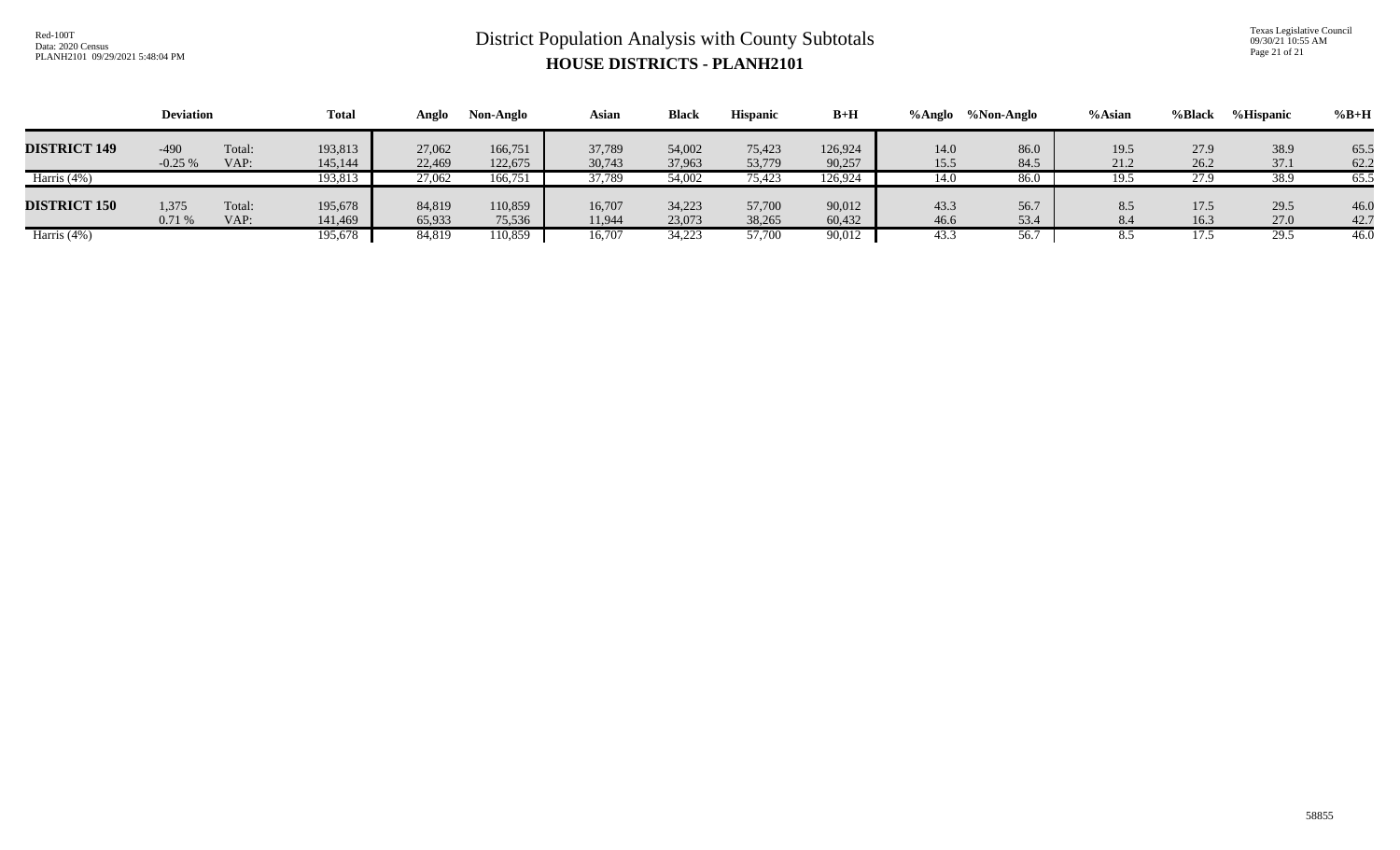# District Population Analysis with County Subtotals

## HOUSE DISTRICTS - PLANH2101

| | Deviation | | Total | Anglo | Non-Anglo | Asian | Black | Hispanic | B+H | %Anglo | %Non-Anglo | %Asian | %Black | %Hispanic | %B+H |
|---|---|---|---|---|---|---|---|---|---|---|---|---|---|---|---|
| **DISTRICT 149** | -490 | Total: | 193,813 | 27,062 | 166,751 | 37,789 | 54,002 | 75,423 | 126,924 | 14.0 | 86.0 | 19.5 | 27.9 | 38.9 | 65.5 |
| | -0.25 % | VAP: | 145,144 | 22,469 | 122,675 | 30,743 | 37,963 | 53,779 | 90,257 | 15.5 | 84.5 | 21.2 | 26.2 | 37.1 | 62.2 |
| Harris (4%) | | | 193,813 | 27,062 | 166,751 | 37,789 | 54,002 | 75,423 | 126,924 | 14.0 | 86.0 | 19.5 | 27.9 | 38.9 | 65.5 |
| **DISTRICT 150** | 1,375 | Total: | 195,678 | 84,819 | 110,859 | 16,707 | 34,223 | 57,700 | 90,012 | 43.3 | 56.7 | 8.5 | 17.5 | 29.5 | 46.0 |
| | 0.71 % | VAP: | 141,469 | 65,933 | 75,536 | 11,944 | 23,073 | 38,265 | 60,432 | 46.6 | 53.4 | 8.4 | 16.3 | 27.0 | 42.7 |
| Harris (4%) | | | 195,678 | 84,819 | 110,859 | 16,707 | 34,223 | 57,700 | 90,012 | 43.3 | 56.7 | 8.5 | 17.5 | 29.5 | 46.0 |

58855